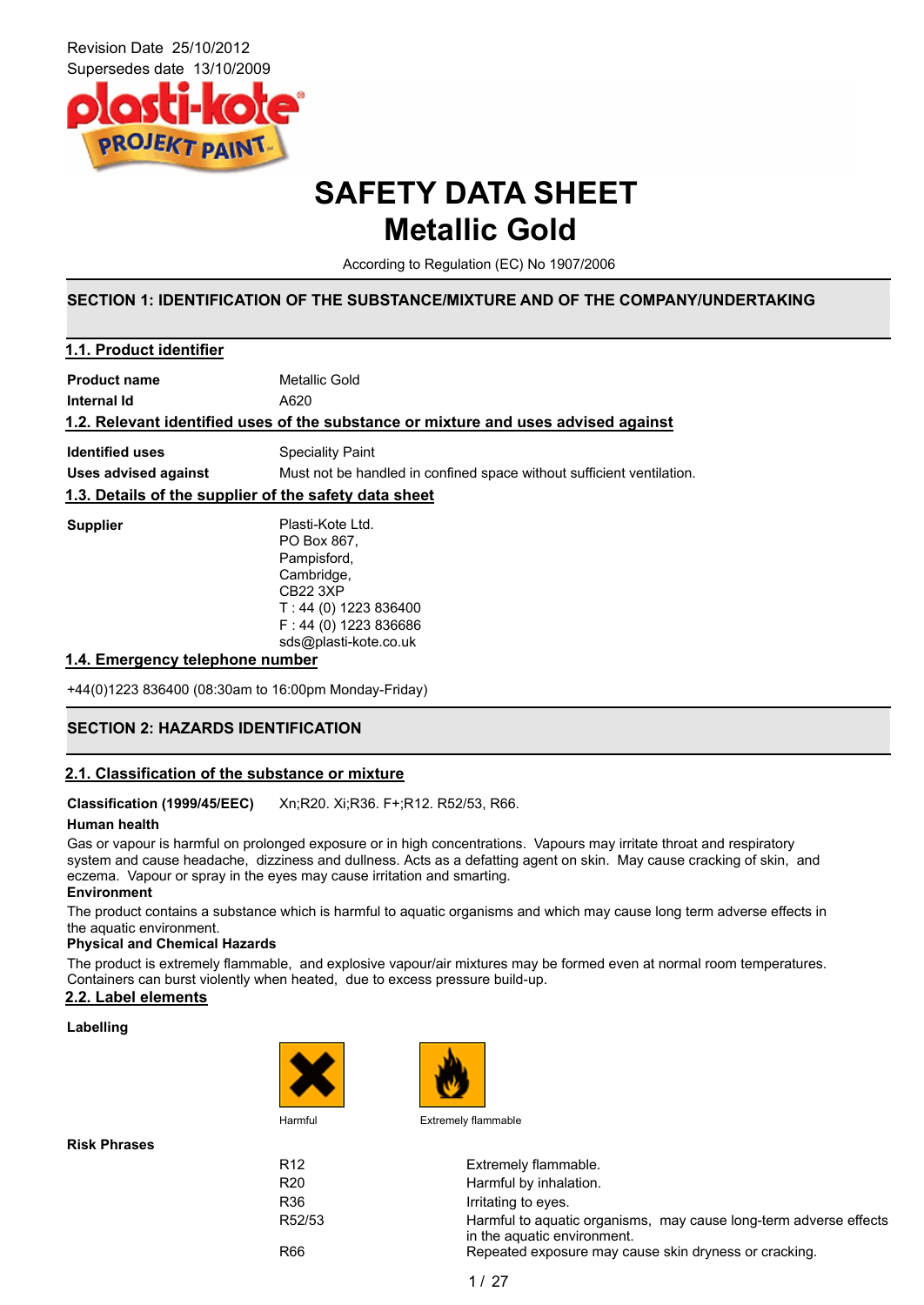Revision Date 25/10/2012
Supersedes date 13/10/2009

# SAFETY DATA SHEET
# Metallic Gold

According to Regulation (EC) No 1907/2006

## SECTION 1: IDENTIFICATION OF THE SUBSTANCE/MIXTURE AND OF THE COMPANY/UNDERTAKING

### 1.1. Product identifier

**Product name** Metallic Gold
**Internal Id** A620

### 1.2. Relevant identified uses of the substance or mixture and uses advised against

**Identified uses** Speciality Paint
**Uses advised against** Must not be handled in confined space without sufficient ventilation.

### 1.3. Details of the supplier of the safety data sheet

**Supplier**
Plasti-Kote Ltd.
PO Box 867,
Pampisford,
Cambridge,
CB22 3XP
T : 44 (0) 1223 836400
F : 44 (0) 1223 836686
sds@plasti-kote.co.uk

### 1.4. Emergency telephone number

+44(0)1223 836400 (08:30am to 16:00pm Monday-Friday)

## SECTION 2: HAZARDS IDENTIFICATION

### 2.1. Classification of the substance or mixture

**Classification (1999/45/EEC)** Xn;R20. Xi;R36. F+;R12. R52/53, R66.

**Human health**

Gas or vapour is harmful on prolonged exposure or in high concentrations. Vapours may irritate throat and respiratory system and cause headache, dizziness and dullness. Acts as a defatting agent on skin. May cause cracking of skin, and eczema. Vapour or spray in the eyes may cause irritation and smarting.

**Environment**

The product contains a substance which is harmful to aquatic organisms and which may cause long term adverse effects in the aquatic environment.

**Physical and Chemical Hazards**

The product is extremely flammable, and explosive vapour/air mixtures may be formed even at normal room temperatures. Containers can burst violently when heated, due to excess pressure build-up.

### 2.2. Label elements

**Labelling**

Harmful    Extremely flammable

**Risk Phrases**

| | |
|---|---|
| R12 | Extremely flammable. |
| R20 | Harmful by inhalation. |
| R36 | Irritating to eyes. |
| R52/53 | Harmful to aquatic organisms, may cause long-term adverse effects in the aquatic environment. |
| R66 | Repeated exposure may cause skin dryness or cracking. |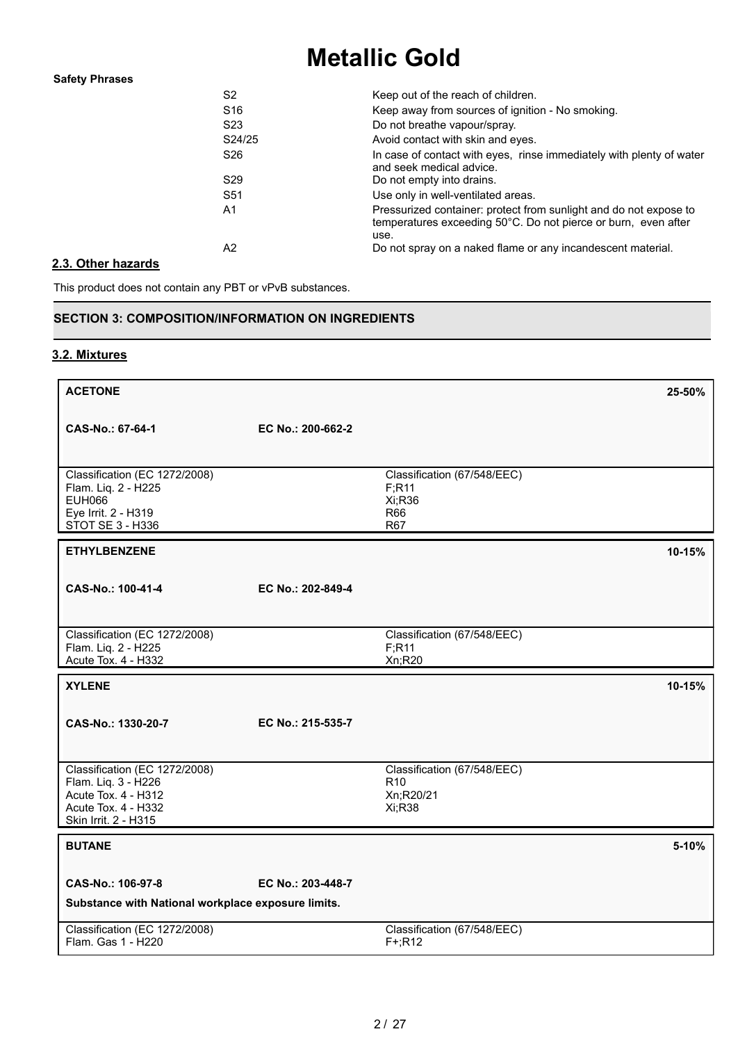# Metallic Gold

**Safety Phrases**

| | |
|---|---|
| S2 | Keep out of the reach of children. |
| S16 | Keep away from sources of ignition - No smoking. |
| S23 | Do not breathe vapour/spray. |
| S24/25 | Avoid contact with skin and eyes. |
| S26 | In case of contact with eyes, rinse immediately with plenty of water and seek medical advice. |
| S29 | Do not empty into drains. |
| S51 | Use only in well-ventilated areas. |
| A1 | Pressurized container: protect from sunlight and do not expose to temperatures exceeding 50°C. Do not pierce or burn, even after use. |
| A2 | Do not spray on a naked flame or any incandescent material. |

## 2.3. Other hazards

This product does not contain any PBT or vPvB substances.

## SECTION 3: COMPOSITION/INFORMATION ON INGREDIENTS

### 3.2. Mixtures

| **ACETONE** | | **25-50%** |
|---|---|---|
| **CAS-No.: 67-64-1** | **EC No.: 200-662-2** | |
| Classification (EC 1272/2008) | Classification (67/548/EEC) | |
| Flam. Liq. 2 - H225<br>EUH066<br>Eye Irrit. 2 - H319<br>STOT SE 3 - H336 | F;R11<br>Xi;R36<br>R66<br>R67 | |

| **ETHYLBENZENE** | | **10-15%** |
|---|---|---|
| **CAS-No.: 100-41-4** | **EC No.: 202-849-4** | |
| Classification (EC 1272/2008) | Classification (67/548/EEC) | |
| Flam. Liq. 2 - H225<br>Acute Tox. 4 - H332 | F;R11<br>Xn;R20 | |

| **XYLENE** | | **10-15%** |
|---|---|---|
| **CAS-No.: 1330-20-7** | **EC No.: 215-535-7** | |
| Classification (EC 1272/2008) | Classification (67/548/EEC) | |
| Flam. Liq. 3 - H226<br>Acute Tox. 4 - H312<br>Acute Tox. 4 - H332<br>Skin Irrit. 2 - H315 | R10<br>Xn;R20/21<br>Xi;R38 | |

| **BUTANE** | | **5-10%** |
|---|---|---|
| **CAS-No.: 106-97-8** | **EC No.: 203-448-7** | |
| **Substance with National workplace exposure limits.** | | |
| Classification (EC 1272/2008) | Classification (67/548/EEC) | |
| Flam. Gas 1 - H220 | F+;R12 | |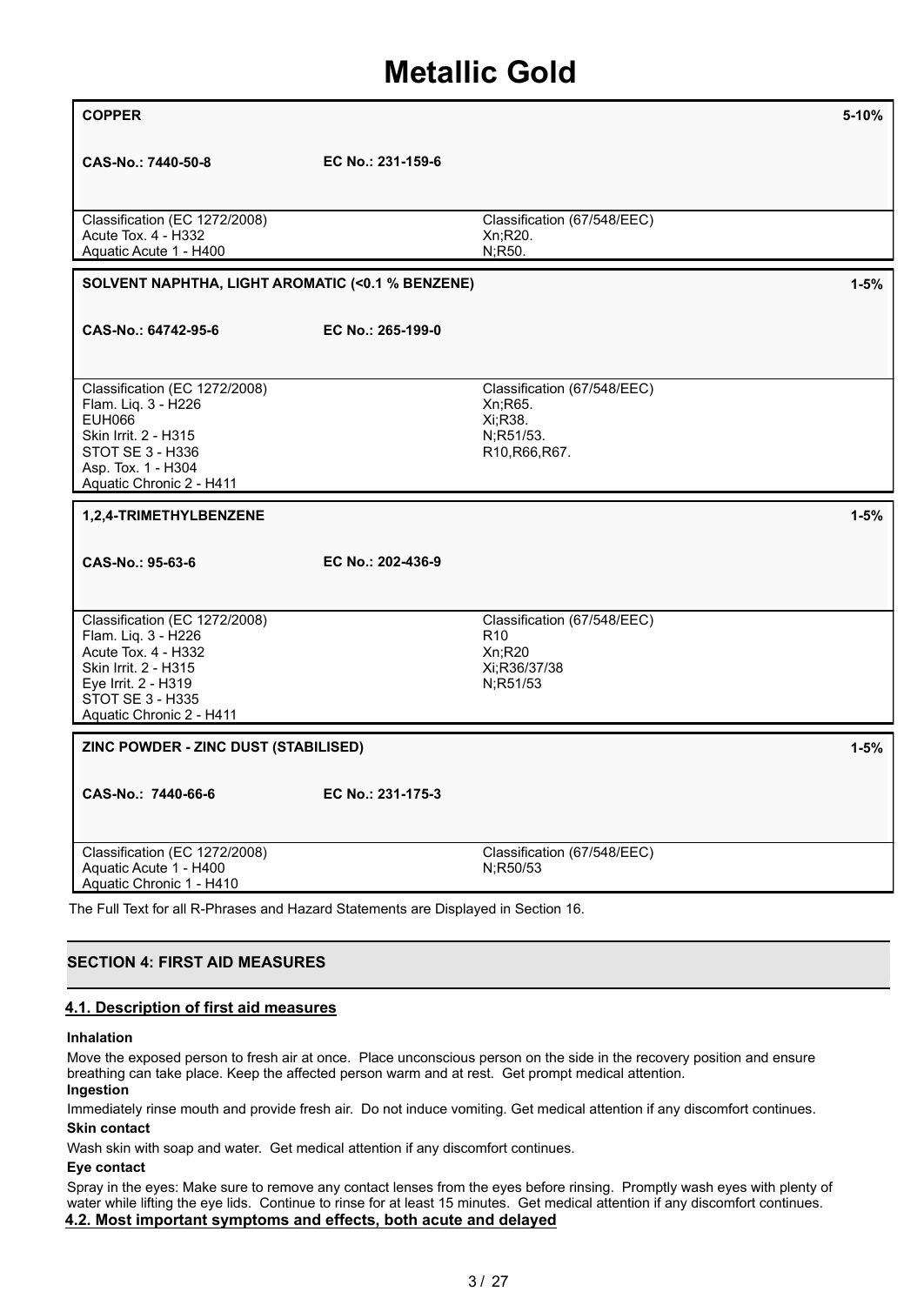# Metallic Gold

| **COPPER** | | **5-10%** |
|---|---|---|
| **CAS-No.: 7440-50-8** | **EC No.: 231-159-6** | |
| Classification (EC 1272/2008)<br>Acute Tox. 4 - H332<br>Aquatic Acute 1 - H400 | Classification (67/548/EEC)<br>Xn;R20.<br>N;R50. | |

| **SOLVENT NAPHTHA, LIGHT AROMATIC (<0.1 % BENZENE)** | | **1-5%** |
|---|---|---|
| **CAS-No.: 64742-95-6** | **EC No.: 265-199-0** | |
| Classification (EC 1272/2008)<br>Flam. Liq. 3 - H226<br>EUH066<br>Skin Irrit. 2 - H315<br>STOT SE 3 - H336<br>Asp. Tox. 1 - H304<br>Aquatic Chronic 2 - H411 | Classification (67/548/EEC)<br>Xn;R65.<br>Xi;R38.<br>N;R51/53.<br>R10,R66,R67. | |

| **1,2,4-TRIMETHYLBENZENE** | | **1-5%** |
|---|---|---|
| **CAS-No.: 95-63-6** | **EC No.: 202-436-9** | |
| Classification (EC 1272/2008)<br>Flam. Liq. 3 - H226<br>Acute Tox. 4 - H332<br>Skin Irrit. 2 - H315<br>Eye Irrit. 2 - H319<br>STOT SE 3 - H335<br>Aquatic Chronic 2 - H411 | Classification (67/548/EEC)<br>R10<br>Xn;R20<br>Xi;R36/37/38<br>N;R51/53 | |

| **ZINC POWDER - ZINC DUST (STABILISED)** | | **1-5%** |
|---|---|---|
| **CAS-No.: 7440-66-6** | **EC No.: 231-175-3** | |
| Classification (EC 1272/2008)<br>Aquatic Acute 1 - H400<br>Aquatic Chronic 1 - H410 | Classification (67/548/EEC)<br>N;R50/53 | |

The Full Text for all R-Phrases and Hazard Statements are Displayed in Section 16.

## SECTION 4: FIRST AID MEASURES

### 4.1. Description of first aid measures

**Inhalation**

Move the exposed person to fresh air at once. Place unconscious person on the side in the recovery position and ensure breathing can take place. Keep the affected person warm and at rest. Get prompt medical attention.

**Ingestion**

Immediately rinse mouth and provide fresh air. Do not induce vomiting. Get medical attention if any discomfort continues.

**Skin contact**

Wash skin with soap and water. Get medical attention if any discomfort continues.

**Eye contact**

Spray in the eyes: Make sure to remove any contact lenses from the eyes before rinsing. Promptly wash eyes with plenty of water while lifting the eye lids. Continue to rinse for at least 15 minutes. Get medical attention if any discomfort continues.

### 4.2. Most important symptoms and effects, both acute and delayed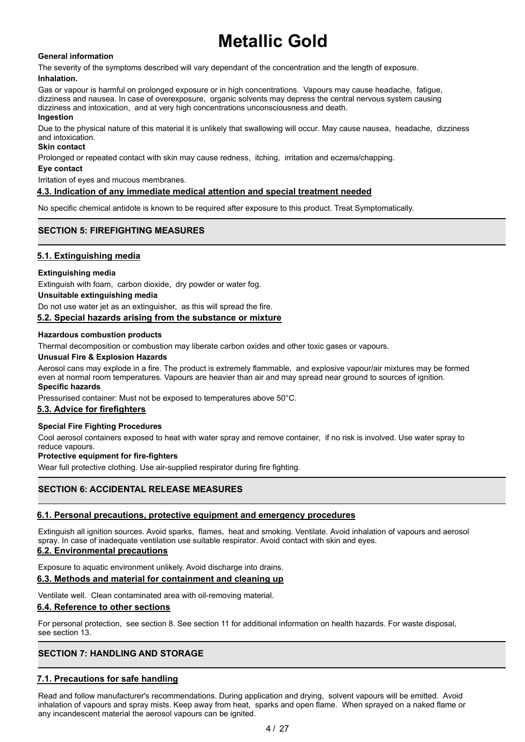# Metallic Gold

**General information**

The severity of the symptoms described will vary dependant of the concentration and the length of exposure.

**Inhalation.**

Gas or vapour is harmful on prolonged exposure or in high concentrations. Vapours may cause headache, fatigue, dizziness and nausea. In case of overexposure, organic solvents may depress the central nervous system causing dizziness and intoxication, and at very high concentrations unconsciousness and death.

**Ingestion**

Due to the physical nature of this material it is unlikely that swallowing will occur. May cause nausea, headache, dizziness and intoxication.

**Skin contact**

Prolonged or repeated contact with skin may cause redness, itching, irritation and eczema/chapping.

**Eye contact**

Irritation of eyes and mucous membranes.

### 4.3. Indication of any immediate medical attention and special treatment needed

No specific chemical antidote is known to be required after exposure to this product. Treat Symptomatically.

## SECTION 5: FIREFIGHTING MEASURES

### 5.1. Extinguishing media

**Extinguishing media**

Extinguish with foam, carbon dioxide, dry powder or water fog.

**Unsuitable extinguishing media**

Do not use water jet as an extinguisher, as this will spread the fire.

### 5.2. Special hazards arising from the substance or mixture

**Hazardous combustion products**

Thermal decomposition or combustion may liberate carbon oxides and other toxic gases or vapours.

**Unusual Fire & Explosion Hazards**

Aerosol cans may explode in a fire. The product is extremely flammable, and explosive vapour/air mixtures may be formed even at normal room temperatures. Vapours are heavier than air and may spread near ground to sources of ignition.

**Specific hazards**

Pressurised container: Must not be exposed to temperatures above 50°C.

### 5.3. Advice for firefighters

**Special Fire Fighting Procedures**

Cool aerosol containers exposed to heat with water spray and remove container, if no risk is involved. Use water spray to reduce vapours.

**Protective equipment for fire-fighters**

Wear full protective clothing. Use air-supplied respirator during fire fighting.

## SECTION 6: ACCIDENTAL RELEASE MEASURES

### 6.1. Personal precautions, protective equipment and emergency procedures

Extinguish all ignition sources. Avoid sparks, flames, heat and smoking. Ventilate. Avoid inhalation of vapours and aerosol spray. In case of inadequate ventilation use suitable respirator. Avoid contact with skin and eyes.

### 6.2. Environmental precautions

Exposure to aquatic environment unlikely. Avoid discharge into drains.

### 6.3. Methods and material for containment and cleaning up

Ventilate well. Clean contaminated area with oil-removing material.

### 6.4. Reference to other sections

For personal protection, see section 8. See section 11 for additional information on health hazards. For waste disposal, see section 13.

## SECTION 7: HANDLING AND STORAGE

### 7.1. Precautions for safe handling

Read and follow manufacturer's recommendations. During application and drying, solvent vapours will be emitted. Avoid inhalation of vapours and spray mists. Keep away from heat, sparks and open flame. When sprayed on a naked flame or any incandescent material the aerosol vapours can be ignited.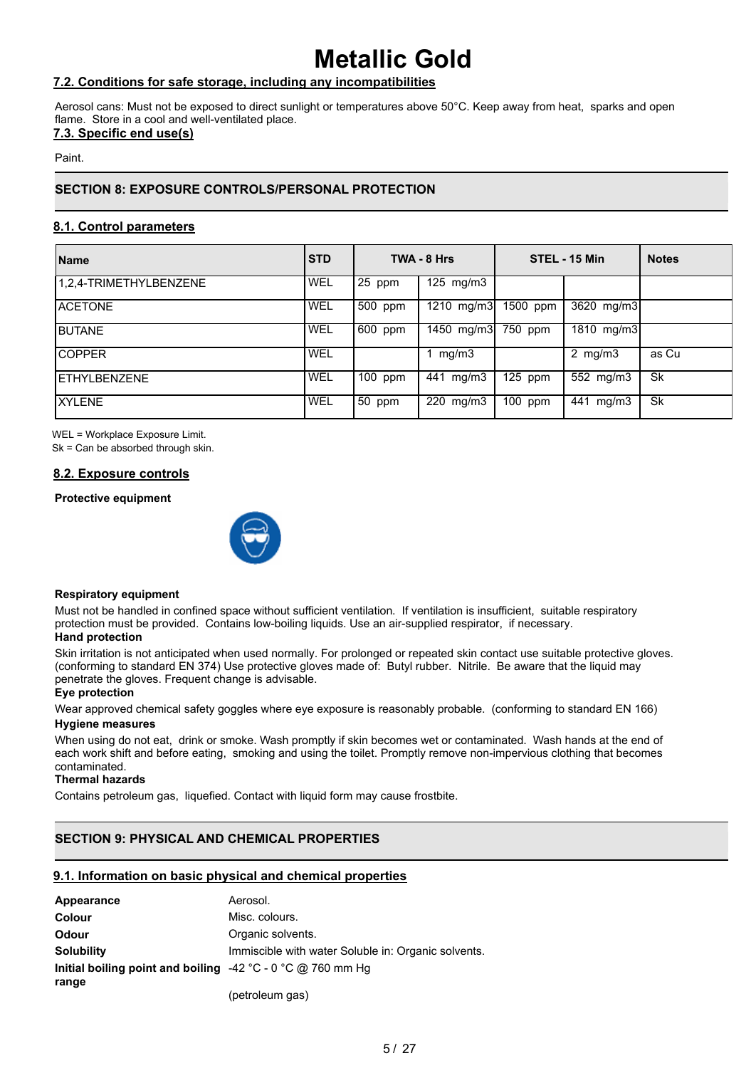# Metallic Gold

## 7.2. Conditions for safe storage, including any incompatibilities

Aerosol cans: Must not be exposed to direct sunlight or temperatures above 50°C. Keep away from heat, sparks and open flame. Store in a cool and well-ventilated place.

## 7.3. Specific end use(s)

Paint.

## SECTION 8: EXPOSURE CONTROLS/PERSONAL PROTECTION

## 8.1. Control parameters

| Name | STD | TWA - 8 Hrs | | STEL - 15 Min | | Notes |
|---|---|---|---|---|---|---|
| 1,2,4-TRIMETHYLBENZENE | WEL | 25 ppm | 125 mg/m3 | | | |
| ACETONE | WEL | 500 ppm | 1210 mg/m3 | 1500 ppm | 3620 mg/m3 | |
| BUTANE | WEL | 600 ppm | 1450 mg/m3 | 750 ppm | 1810 mg/m3 | |
| COPPER | WEL | | 1 mg/m3 | | 2 mg/m3 | as Cu |
| ETHYLBENZENE | WEL | 100 ppm | 441 mg/m3 | 125 ppm | 552 mg/m3 | Sk |
| XYLENE | WEL | 50 ppm | 220 mg/m3 | 100 ppm | 441 mg/m3 | Sk |

WEL = Workplace Exposure Limit.
Sk = Can be absorbed through skin.

## 8.2. Exposure controls

**Protective equipment**

**Respiratory equipment**

Must not be handled in confined space without sufficient ventilation. If ventilation is insufficient, suitable respiratory protection must be provided. Contains low-boiling liquids. Use an air-supplied respirator, if necessary.

**Hand protection**

Skin irritation is not anticipated when used normally. For prolonged or repeated skin contact use suitable protective gloves. (conforming to standard EN 374) Use protective gloves made of: Butyl rubber. Nitrile. Be aware that the liquid may penetrate the gloves. Frequent change is advisable.

**Eye protection**

Wear approved chemical safety goggles where eye exposure is reasonably probable. (conforming to standard EN 166)

**Hygiene measures**

When using do not eat, drink or smoke. Wash promptly if skin becomes wet or contaminated. Wash hands at the end of each work shift and before eating, smoking and using the toilet. Promptly remove non-impervious clothing that becomes contaminated.

**Thermal hazards**

Contains petroleum gas, liquefied. Contact with liquid form may cause frostbite.

## SECTION 9: PHYSICAL AND CHEMICAL PROPERTIES

## 9.1. Information on basic physical and chemical properties

**Appearance** Aerosol.

**Colour** Misc. colours.

**Odour** Organic solvents.

**Solubility** Immiscible with water Soluble in: Organic solvents.

**Initial boiling point and boiling range** -42 °C - 0 °C @ 760 mm Hg

(petroleum gas)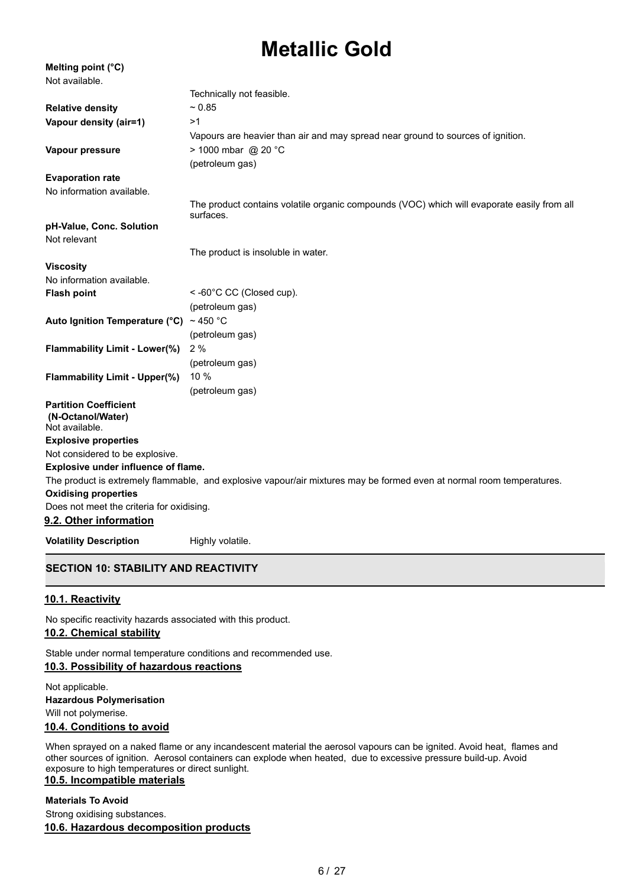# Metallic Gold

**Melting point (°C)**

Not available.

Technically not feasible.

| | |
|---|---|
| **Relative density** | ~ 0.85 |
| **Vapour density (air=1)** | >1 |
| | Vapours are heavier than air and may spread near ground to sources of ignition. |
| **Vapour pressure** | > 1000 mbar @ 20 °C |
| | (petroleum gas) |

**Evaporation rate**

No information available.

The product contains volatile organic compounds (VOC) which will evaporate easily from all surfaces.

**pH-Value, Conc. Solution**

Not relevant

The product is insoluble in water.

**Viscosity**

No information available.

| | |
|---|---|
| **Flash point** | < -60°C CC (Closed cup). |
| | (petroleum gas) |
| **Auto Ignition Temperature (°C)** | ~ 450 °C |
| | (petroleum gas) |
| **Flammability Limit - Lower(%)** | 2 % |
| | (petroleum gas) |
| **Flammability Limit - Upper(%)** | 10 % |
| | (petroleum gas) |

**Partition Coefficient (N-Octanol/Water)**

Not available.

**Explosive properties**

Not considered to be explosive.

**Explosive under influence of flame.**

The product is extremely flammable, and explosive vapour/air mixtures may be formed even at normal room temperatures.

**Oxidising properties**

Does not meet the criteria for oxidising.

### 9.2. Other information

**Volatility Description** Highly volatile.

## SECTION 10: STABILITY AND REACTIVITY

### 10.1. Reactivity

No specific reactivity hazards associated with this product.

### 10.2. Chemical stability

Stable under normal temperature conditions and recommended use.

### 10.3. Possibility of hazardous reactions

Not applicable.

**Hazardous Polymerisation**

Will not polymerise.

### 10.4. Conditions to avoid

When sprayed on a naked flame or any incandescent material the aerosol vapours can be ignited. Avoid heat, flames and other sources of ignition. Aerosol containers can explode when heated, due to excessive pressure build-up. Avoid exposure to high temperatures or direct sunlight.

### 10.5. Incompatible materials

**Materials To Avoid**

Strong oxidising substances.

### 10.6. Hazardous decomposition products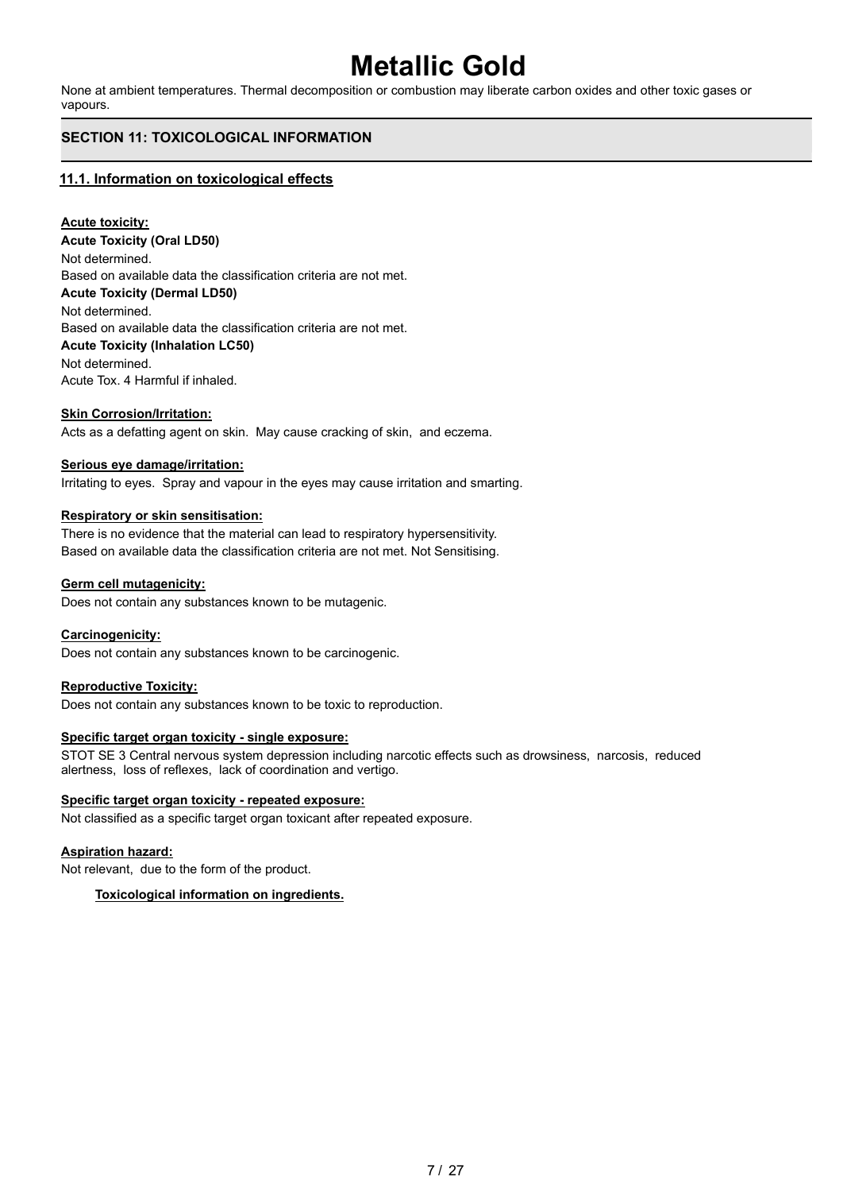None at ambient temperatures. Thermal decomposition or combustion may liberate carbon oxides and other toxic gases or vapours.

## SECTION 11: TOXICOLOGICAL INFORMATION

### 11.1. Information on toxicological effects

**Acute toxicity:**

**Acute Toxicity (Oral LD50)**

Not determined.

Based on available data the classification criteria are not met.

**Acute Toxicity (Dermal LD50)**

Not determined.

Based on available data the classification criteria are not met.

**Acute Toxicity (Inhalation LC50)**

Not determined.

Acute Tox. 4 Harmful if inhaled.

**Skin Corrosion/Irritation:**

Acts as a defatting agent on skin. May cause cracking of skin, and eczema.

**Serious eye damage/irritation:**

Irritating to eyes. Spray and vapour in the eyes may cause irritation and smarting.

**Respiratory or skin sensitisation:**

There is no evidence that the material can lead to respiratory hypersensitivity.

Based on available data the classification criteria are not met. Not Sensitising.

**Germ cell mutagenicity:**

Does not contain any substances known to be mutagenic.

**Carcinogenicity:**

Does not contain any substances known to be carcinogenic.

**Reproductive Toxicity:**

Does not contain any substances known to be toxic to reproduction.

**Specific target organ toxicity - single exposure:**

STOT SE 3 Central nervous system depression including narcotic effects such as drowsiness, narcosis, reduced alertness, loss of reflexes, lack of coordination and vertigo.

**Specific target organ toxicity - repeated exposure:**

Not classified as a specific target organ toxicant after repeated exposure.

**Aspiration hazard:**

Not relevant, due to the form of the product.

**Toxicological information on ingredients.**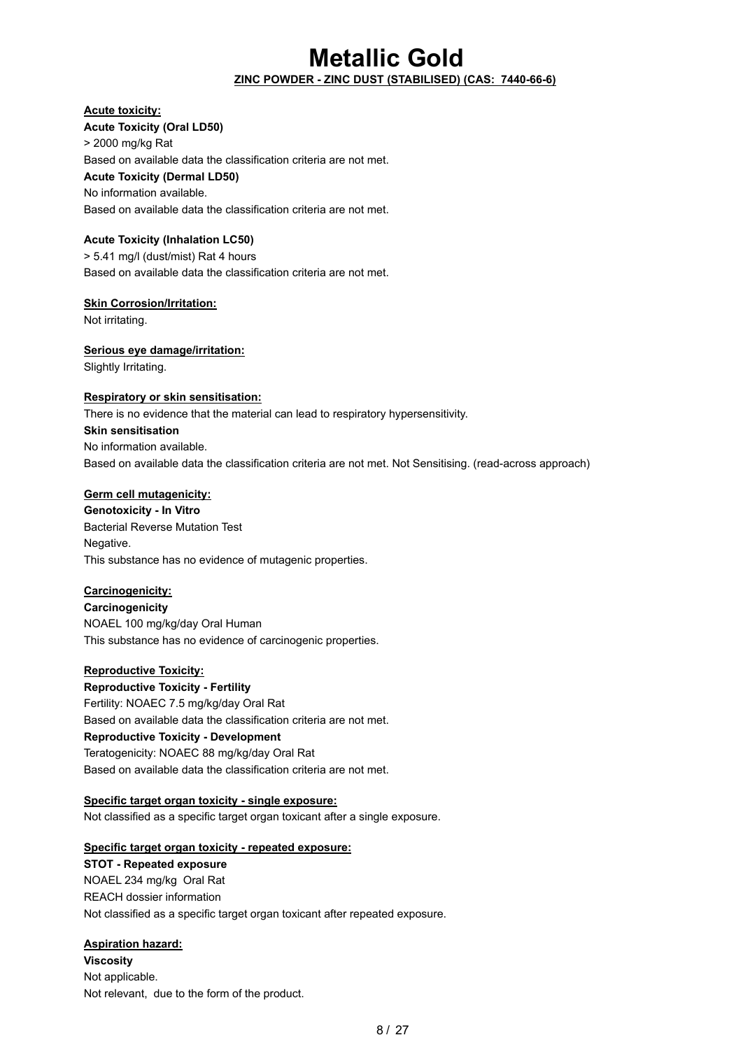# Metallic Gold

**ZINC POWDER - ZINC DUST (STABILISED) (CAS: 7440-66-6)**

**Acute toxicity:**

**Acute Toxicity (Oral LD50)**

> 2000 mg/kg Rat

Based on available data the classification criteria are not met.

**Acute Toxicity (Dermal LD50)**

No information available.

Based on available data the classification criteria are not met.

**Acute Toxicity (Inhalation LC50)**

> 5.41 mg/l (dust/mist) Rat 4 hours

Based on available data the classification criteria are not met.

**Skin Corrosion/Irritation:**

Not irritating.

**Serious eye damage/irritation:**

Slightly Irritating.

**Respiratory or skin sensitisation:**

There is no evidence that the material can lead to respiratory hypersensitivity.

**Skin sensitisation**

No information available.

Based on available data the classification criteria are not met. Not Sensitising. (read-across approach)

**Germ cell mutagenicity:**

**Genotoxicity - In Vitro**

Bacterial Reverse Mutation Test

Negative.

This substance has no evidence of mutagenic properties.

**Carcinogenicity:**

**Carcinogenicity**

NOAEL 100 mg/kg/day Oral Human

This substance has no evidence of carcinogenic properties.

**Reproductive Toxicity:**

**Reproductive Toxicity - Fertility**

Fertility: NOAEC 7.5 mg/kg/day Oral Rat

Based on available data the classification criteria are not met.

**Reproductive Toxicity - Development**

Teratogenicity: NOAEC 88 mg/kg/day Oral Rat

Based on available data the classification criteria are not met.

**Specific target organ toxicity - single exposure:**

Not classified as a specific target organ toxicant after a single exposure.

**Specific target organ toxicity - repeated exposure:**

**STOT - Repeated exposure**

NOAEL 234 mg/kg Oral Rat

REACH dossier information

Not classified as a specific target organ toxicant after repeated exposure.

**Aspiration hazard:**

**Viscosity**

Not applicable.

Not relevant, due to the form of the product.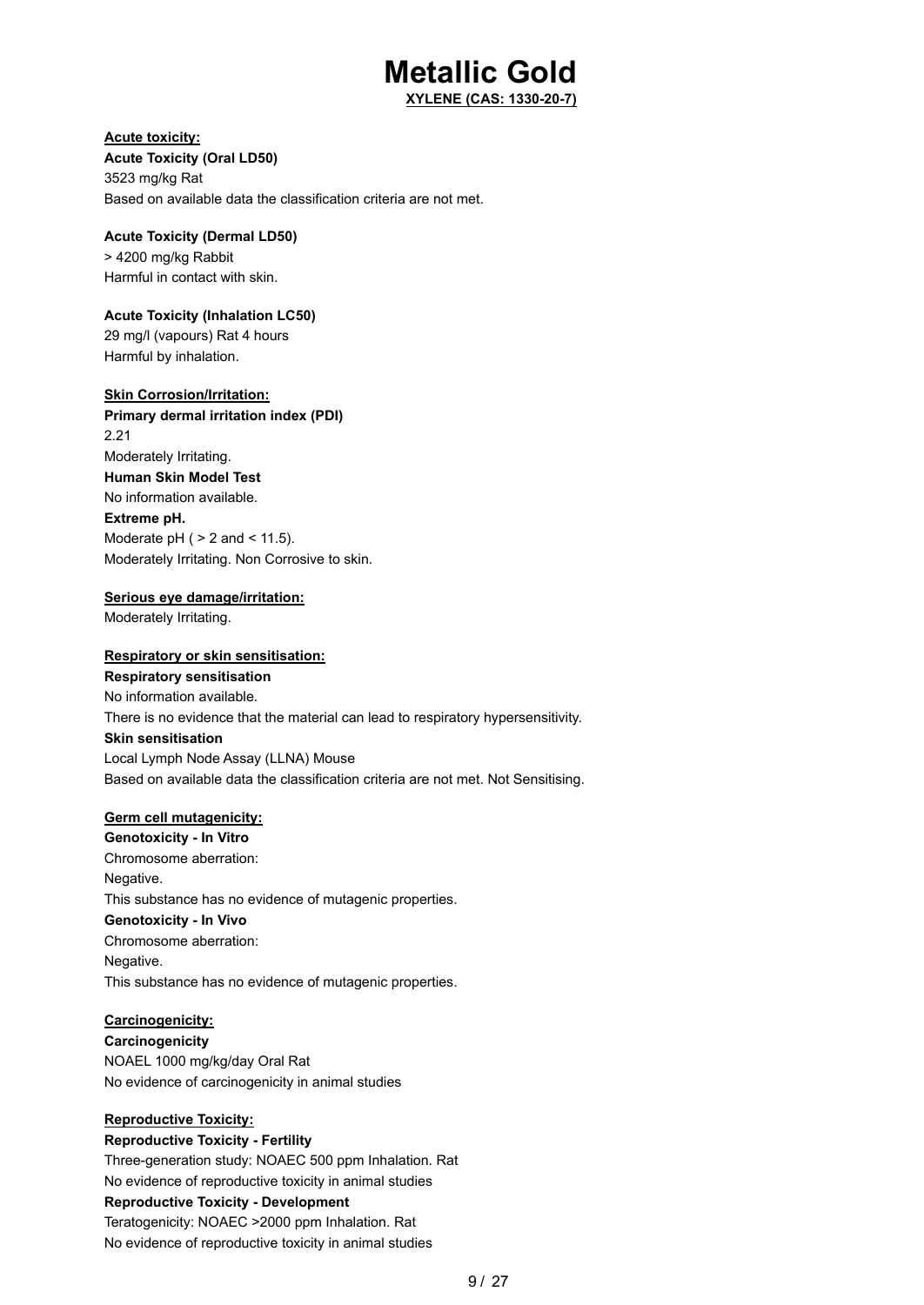# Metallic Gold

**XYLENE (CAS: 1330-20-7)**

**Acute toxicity:**

**Acute Toxicity (Oral LD50)**

3523 mg/kg Rat

Based on available data the classification criteria are not met.

**Acute Toxicity (Dermal LD50)**

> 4200 mg/kg Rabbit

Harmful in contact with skin.

**Acute Toxicity (Inhalation LC50)**

29 mg/l (vapours) Rat 4 hours

Harmful by inhalation.

**Skin Corrosion/Irritation:**

**Primary dermal irritation index (PDI)**

2.21

Moderately Irritating.

**Human Skin Model Test**

No information available.

**Extreme pH.**

Moderate pH ( > 2 and < 11.5).

Moderately Irritating. Non Corrosive to skin.

**Serious eye damage/irritation:**

Moderately Irritating.

**Respiratory or skin sensitisation:**

**Respiratory sensitisation**

No information available.

There is no evidence that the material can lead to respiratory hypersensitivity.

**Skin sensitisation**

Local Lymph Node Assay (LLNA) Mouse

Based on available data the classification criteria are not met. Not Sensitising.

**Germ cell mutagenicity:**

**Genotoxicity - In Vitro**

Chromosome aberration:

Negative.

This substance has no evidence of mutagenic properties.

**Genotoxicity - In Vivo**

Chromosome aberration:

Negative.

This substance has no evidence of mutagenic properties.

**Carcinogenicity:**

**Carcinogenicity**

NOAEL 1000 mg/kg/day Oral Rat

No evidence of carcinogenicity in animal studies

**Reproductive Toxicity:**

**Reproductive Toxicity - Fertility**

Three-generation study: NOAEC 500 ppm Inhalation. Rat

No evidence of reproductive toxicity in animal studies

**Reproductive Toxicity - Development**

Teratogenicity: NOAEC >2000 ppm Inhalation. Rat

No evidence of reproductive toxicity in animal studies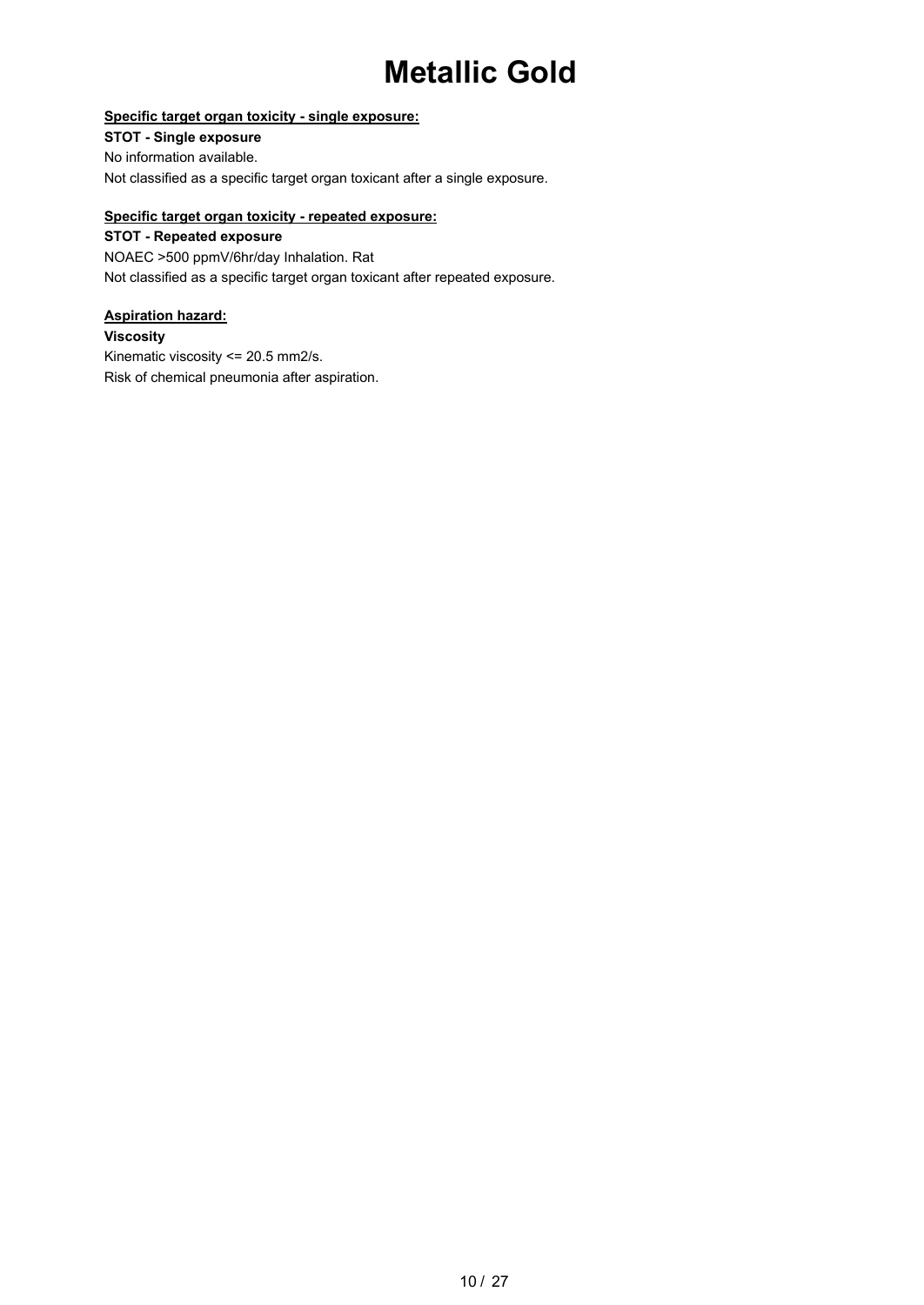# Metallic Gold

**Specific target organ toxicity - single exposure:**

**STOT - Single exposure**

No information available.

Not classified as a specific target organ toxicant after a single exposure.

**Specific target organ toxicity - repeated exposure:**

**STOT - Repeated exposure**

NOAEC >500 ppmV/6hr/day Inhalation. Rat

Not classified as a specific target organ toxicant after repeated exposure.

**Aspiration hazard:**

**Viscosity**

Kinematic viscosity <= 20.5 mm2/s.

Risk of chemical pneumonia after aspiration.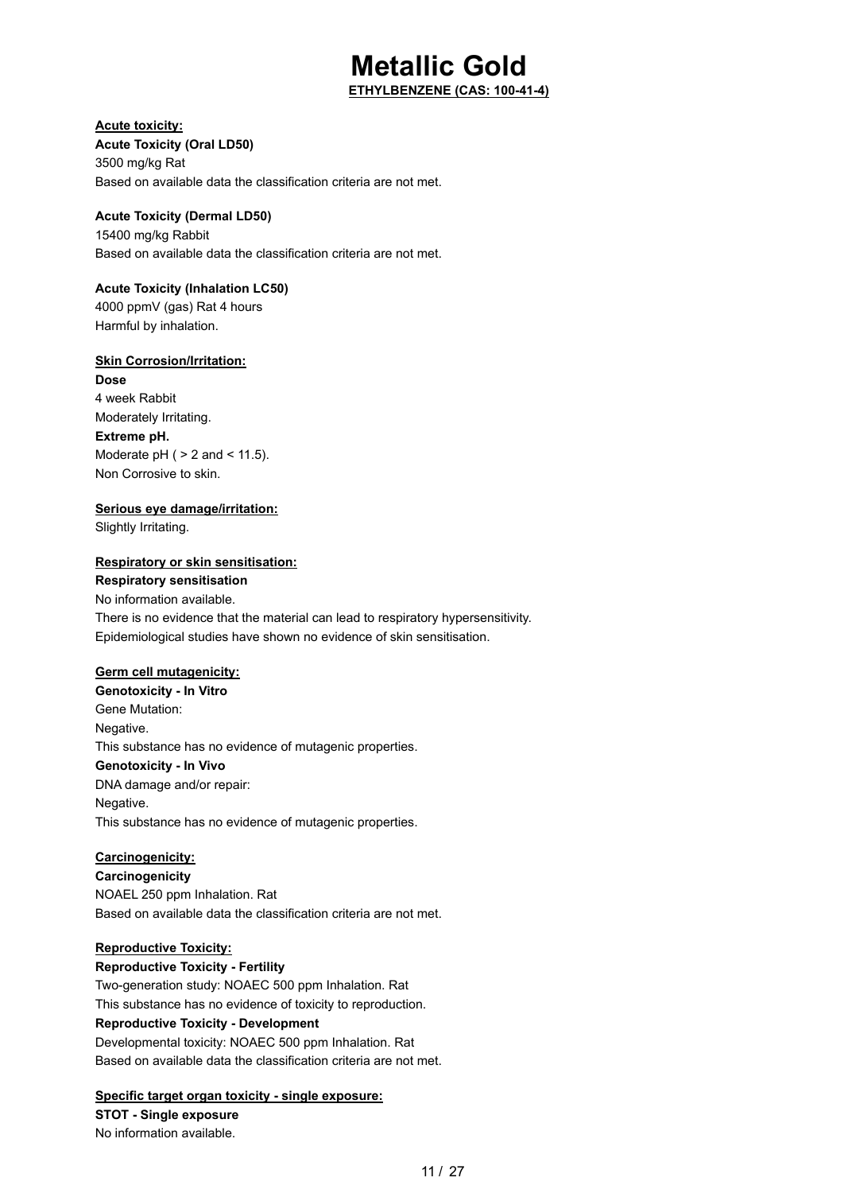# Metallic Gold

**ETHYLBENZENE (CAS: 100-41-4)**

**Acute toxicity:**

**Acute Toxicity (Oral LD50)**

3500 mg/kg Rat

Based on available data the classification criteria are not met.

**Acute Toxicity (Dermal LD50)**

15400 mg/kg Rabbit

Based on available data the classification criteria are not met.

**Acute Toxicity (Inhalation LC50)**

4000 ppmV (gas) Rat 4 hours

Harmful by inhalation.

**Skin Corrosion/Irritation:**

**Dose**

4 week Rabbit

Moderately Irritating.

**Extreme pH.**

Moderate pH ( > 2 and < 11.5).

Non Corrosive to skin.

**Serious eye damage/irritation:**

Slightly Irritating.

**Respiratory or skin sensitisation:**

**Respiratory sensitisation**

No information available.

There is no evidence that the material can lead to respiratory hypersensitivity.

Epidemiological studies have shown no evidence of skin sensitisation.

**Germ cell mutagenicity:**

**Genotoxicity - In Vitro**

Gene Mutation:

Negative.

This substance has no evidence of mutagenic properties.

**Genotoxicity - In Vivo**

DNA damage and/or repair:

Negative.

This substance has no evidence of mutagenic properties.

**Carcinogenicity:**

**Carcinogenicity**

NOAEL 250 ppm Inhalation. Rat

Based on available data the classification criteria are not met.

**Reproductive Toxicity:**

**Reproductive Toxicity - Fertility**

Two-generation study: NOAEC 500 ppm Inhalation. Rat

This substance has no evidence of toxicity to reproduction.

**Reproductive Toxicity - Development**

Developmental toxicity: NOAEC 500 ppm Inhalation. Rat

Based on available data the classification criteria are not met.

**Specific target organ toxicity - single exposure:**

**STOT - Single exposure**

No information available.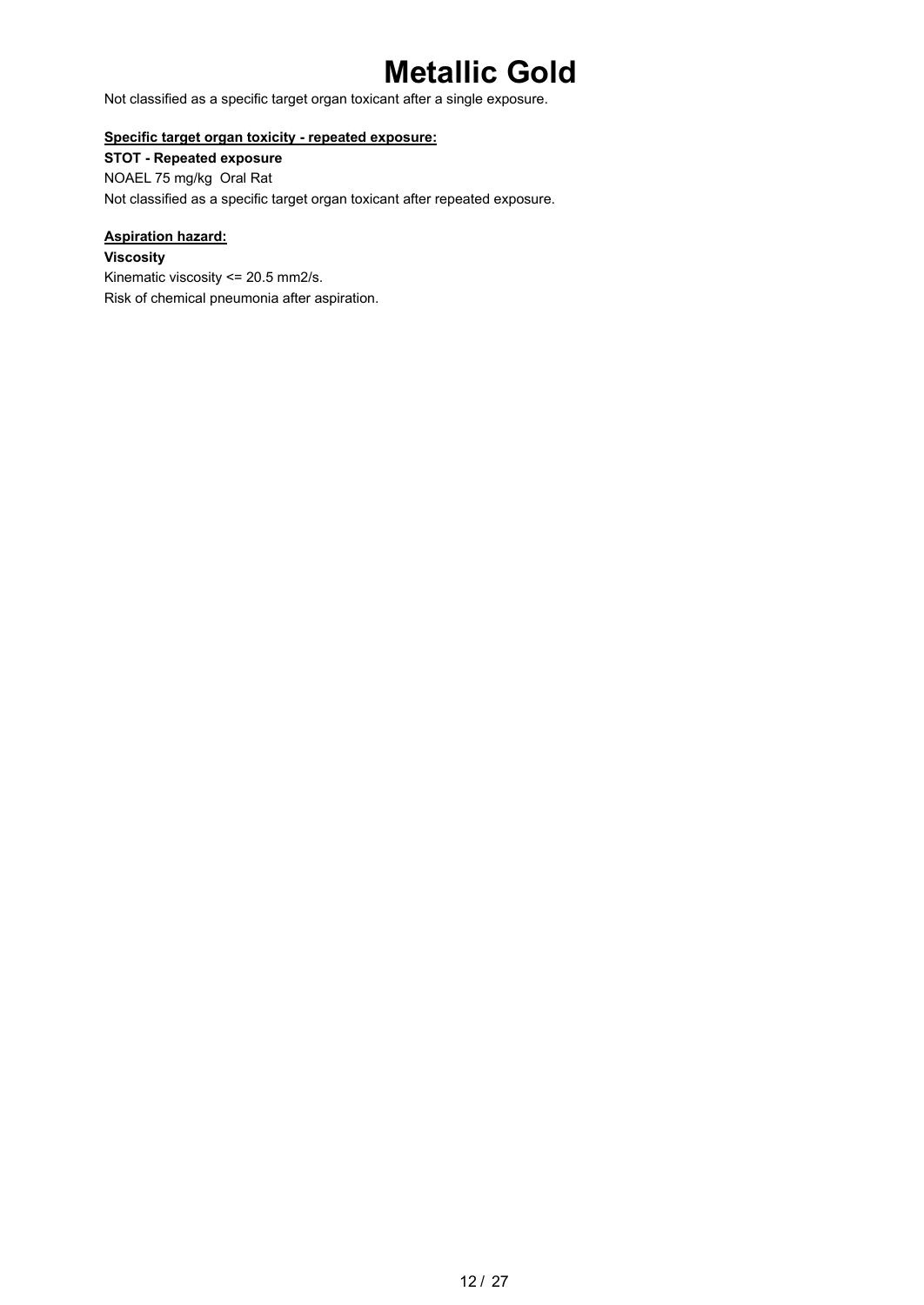# Metallic Gold

Not classified as a specific target organ toxicant after a single exposure.

**Specific target organ toxicity - repeated exposure:**

**STOT - Repeated exposure**

NOAEL 75 mg/kg Oral Rat

Not classified as a specific target organ toxicant after repeated exposure.

**Aspiration hazard:**

**Viscosity**

Kinematic viscosity <= 20.5 mm2/s.

Risk of chemical pneumonia after aspiration.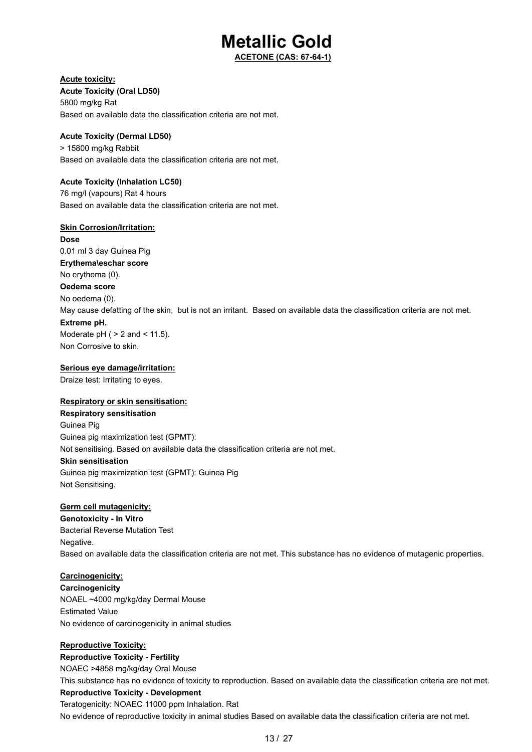# Metallic Gold

**ACETONE (CAS: 67-64-1)**

**Acute toxicity:**

**Acute Toxicity (Oral LD50)**

5800 mg/kg Rat

Based on available data the classification criteria are not met.

**Acute Toxicity (Dermal LD50)**

> 15800 mg/kg Rabbit

Based on available data the classification criteria are not met.

**Acute Toxicity (Inhalation LC50)**

76 mg/l (vapours) Rat 4 hours

Based on available data the classification criteria are not met.

**Skin Corrosion/Irritation:**

**Dose**

0.01 ml 3 day Guinea Pig

**Erythema\eschar score**

No erythema (0).

**Oedema score**

No oedema (0).

May cause defatting of the skin, but is not an irritant. Based on available data the classification criteria are not met.

**Extreme pH.**

Moderate pH ( > 2 and < 11.5).

Non Corrosive to skin.

**Serious eye damage/irritation:**

Draize test: Irritating to eyes.

**Respiratory or skin sensitisation:**

**Respiratory sensitisation**

Guinea Pig

Guinea pig maximization test (GPMT):

Not sensitising. Based on available data the classification criteria are not met.

**Skin sensitisation**

Guinea pig maximization test (GPMT): Guinea Pig

Not Sensitising.

**Germ cell mutagenicity:**

**Genotoxicity - In Vitro**

Bacterial Reverse Mutation Test

Negative.

Based on available data the classification criteria are not met. This substance has no evidence of mutagenic properties.

**Carcinogenicity:**

**Carcinogenicity**

NOAEL ~4000 mg/kg/day Dermal Mouse

Estimated Value

No evidence of carcinogenicity in animal studies

**Reproductive Toxicity:**

**Reproductive Toxicity - Fertility**

NOAEC >4858 mg/kg/day Oral Mouse

This substance has no evidence of toxicity to reproduction. Based on available data the classification criteria are not met.

**Reproductive Toxicity - Development**

Teratogenicity: NOAEC 11000 ppm Inhalation. Rat

No evidence of reproductive toxicity in animal studies Based on available data the classification criteria are not met.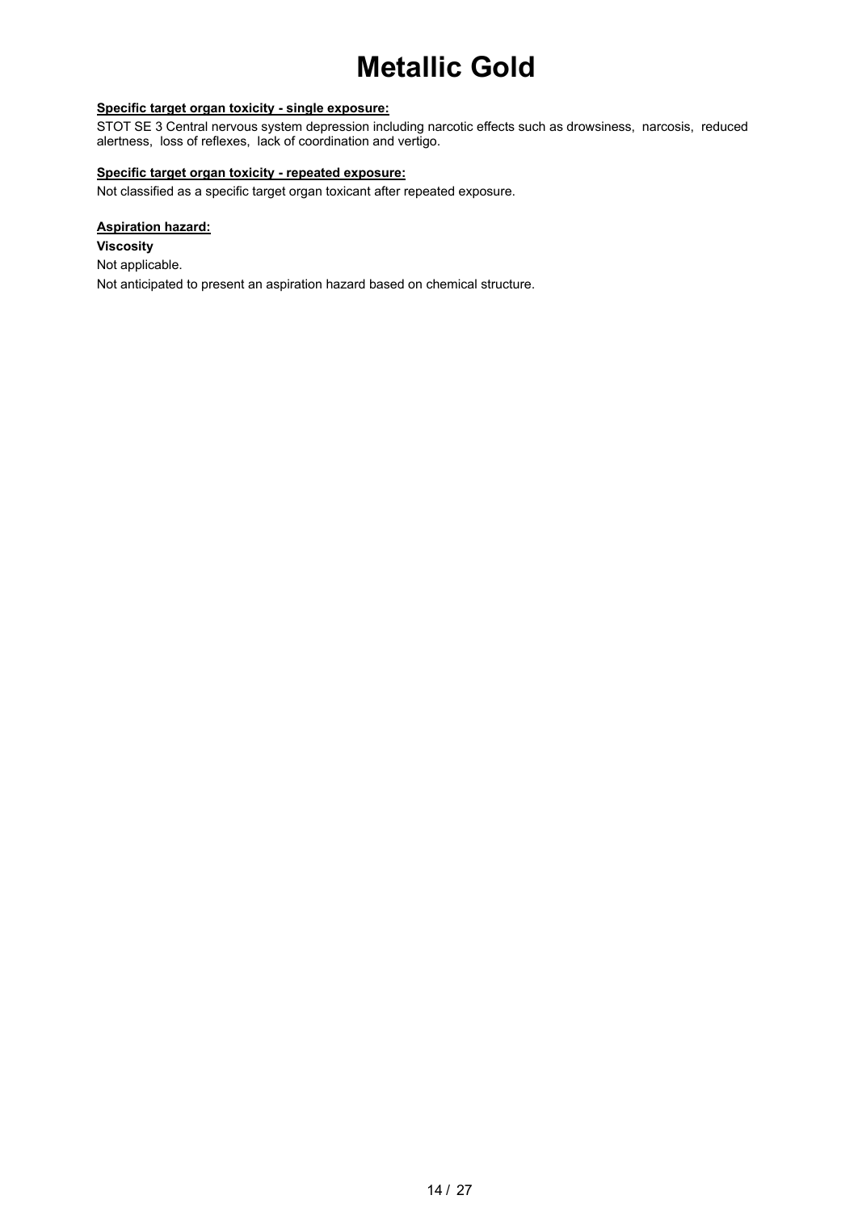# Metallic Gold

**Specific target organ toxicity - single exposure:**

STOT SE 3 Central nervous system depression including narcotic effects such as drowsiness, narcosis, reduced alertness, loss of reflexes, lack of coordination and vertigo.

**Specific target organ toxicity - repeated exposure:**

Not classified as a specific target organ toxicant after repeated exposure.

**Aspiration hazard:**

**Viscosity**

Not applicable.

Not anticipated to present an aspiration hazard based on chemical structure.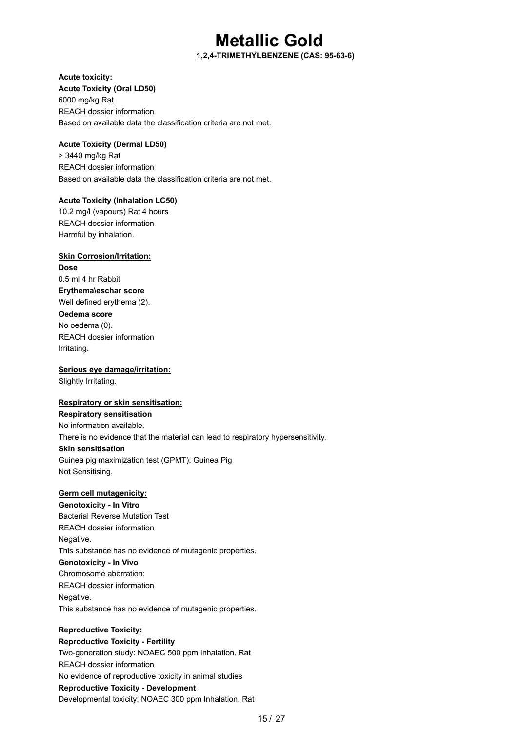# Metallic Gold

**1,2,4-TRIMETHYLBENZENE (CAS: 95-63-6)**

**Acute toxicity:**

**Acute Toxicity (Oral LD50)**
6000 mg/kg Rat
REACH dossier information
Based on available data the classification criteria are not met.

**Acute Toxicity (Dermal LD50)**
> 3440 mg/kg Rat
REACH dossier information
Based on available data the classification criteria are not met.

**Acute Toxicity (Inhalation LC50)**
10.2 mg/l (vapours) Rat 4 hours
REACH dossier information
Harmful by inhalation.

**Skin Corrosion/Irritation:**

**Dose**
0.5 ml 4 hr Rabbit
**Erythema\eschar score**
Well defined erythema (2).
**Oedema score**
No oedema (0).
REACH dossier information
Irritating.

**Serious eye damage/irritation:**

Slightly Irritating.

**Respiratory or skin sensitisation:**

**Respiratory sensitisation**
No information available.
There is no evidence that the material can lead to respiratory hypersensitivity.
**Skin sensitisation**
Guinea pig maximization test (GPMT): Guinea Pig
Not Sensitising.

**Germ cell mutagenicity:**

**Genotoxicity - In Vitro**
Bacterial Reverse Mutation Test
REACH dossier information
Negative.
This substance has no evidence of mutagenic properties.
**Genotoxicity - In Vivo**
Chromosome aberration:
REACH dossier information
Negative.
This substance has no evidence of mutagenic properties.

**Reproductive Toxicity:**

**Reproductive Toxicity - Fertility**
Two-generation study: NOAEC 500 ppm Inhalation. Rat
REACH dossier information
No evidence of reproductive toxicity in animal studies
**Reproductive Toxicity - Development**
Developmental toxicity: NOAEC 300 ppm Inhalation. Rat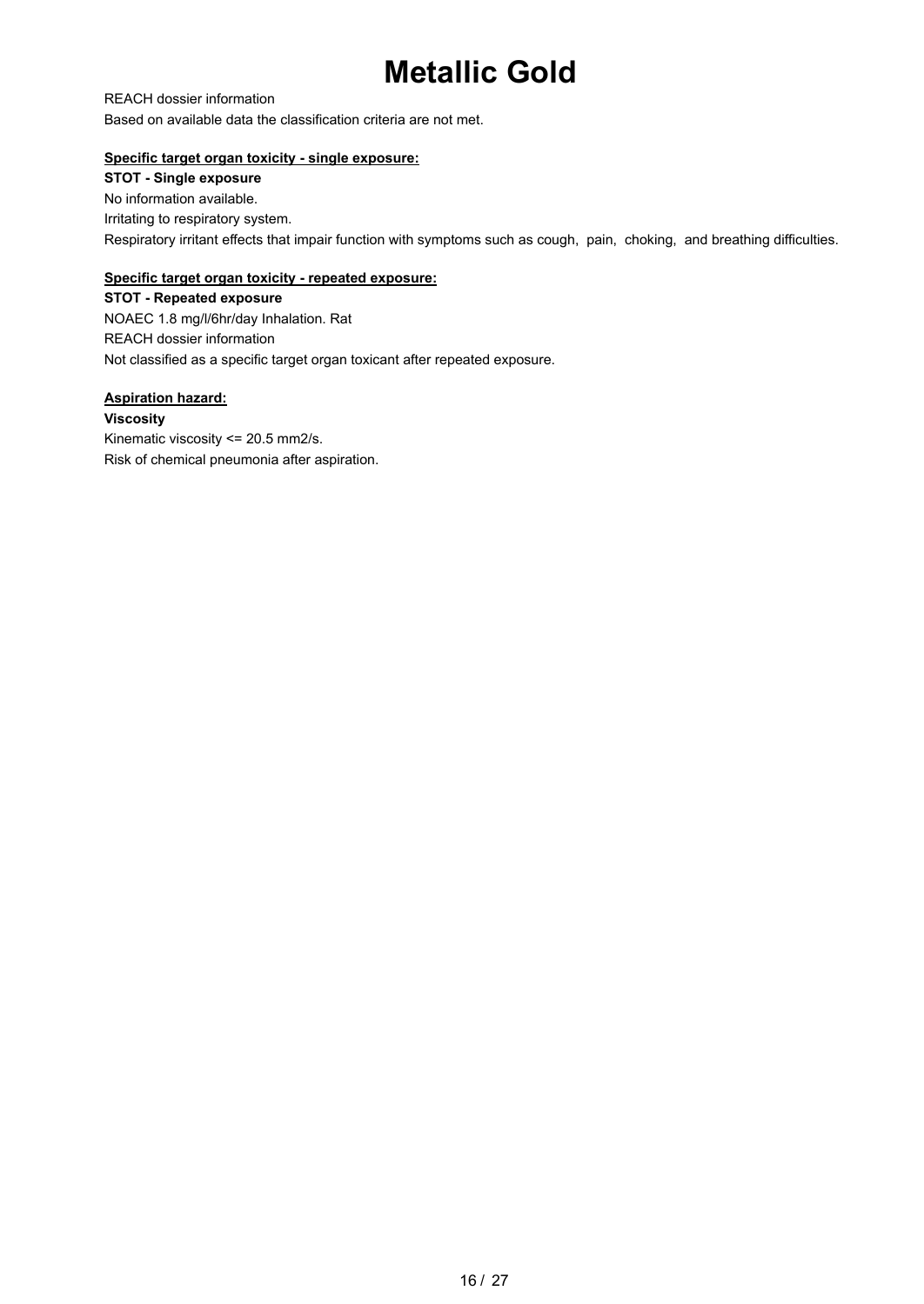# Metallic Gold

REACH dossier information

Based on available data the classification criteria are not met.

**Specific target organ toxicity - single exposure:**

**STOT - Single exposure**

No information available.

Irritating to respiratory system.

Respiratory irritant effects that impair function with symptoms such as cough,  pain,  choking,  and breathing difficulties.

**Specific target organ toxicity - repeated exposure:**

**STOT - Repeated exposure**

NOAEC 1.8 mg/l/6hr/day Inhalation. Rat

REACH dossier information

Not classified as a specific target organ toxicant after repeated exposure.

**Aspiration hazard:**

**Viscosity**

Kinematic viscosity <= 20.5 mm2/s.

Risk of chemical pneumonia after aspiration.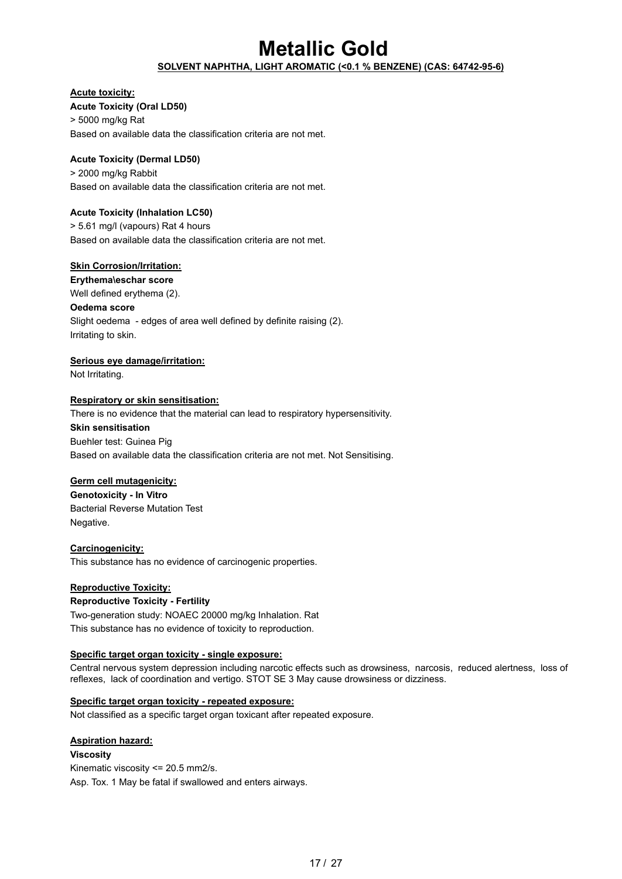# Metallic Gold

**SOLVENT NAPHTHA, LIGHT AROMATIC (<0.1 % BENZENE) (CAS: 64742-95-6)**

**Acute toxicity:**

**Acute Toxicity (Oral LD50)**

> 5000 mg/kg Rat

Based on available data the classification criteria are not met.

**Acute Toxicity (Dermal LD50)**

> 2000 mg/kg Rabbit

Based on available data the classification criteria are not met.

**Acute Toxicity (Inhalation LC50)**

> 5.61 mg/l (vapours) Rat 4 hours

Based on available data the classification criteria are not met.

**Skin Corrosion/Irritation:**

**Erythema\eschar score**

Well defined erythema (2).

**Oedema score**

Slight oedema - edges of area well defined by definite raising (2).

Irritating to skin.

**Serious eye damage/irritation:**

Not Irritating.

**Respiratory or skin sensitisation:**

There is no evidence that the material can lead to respiratory hypersensitivity.

**Skin sensitisation**

Buehler test: Guinea Pig

Based on available data the classification criteria are not met. Not Sensitising.

**Germ cell mutagenicity:**

**Genotoxicity - In Vitro**

Bacterial Reverse Mutation Test

Negative.

**Carcinogenicity:**

This substance has no evidence of carcinogenic properties.

**Reproductive Toxicity:**

**Reproductive Toxicity - Fertility**

Two-generation study: NOAEC 20000 mg/kg Inhalation. Rat

This substance has no evidence of toxicity to reproduction.

**Specific target organ toxicity - single exposure:**

Central nervous system depression including narcotic effects such as drowsiness, narcosis, reduced alertness, loss of reflexes, lack of coordination and vertigo. STOT SE 3 May cause drowsiness or dizziness.

**Specific target organ toxicity - repeated exposure:**

Not classified as a specific target organ toxicant after repeated exposure.

**Aspiration hazard:**

**Viscosity**

Kinematic viscosity <= 20.5 mm2/s.

Asp. Tox. 1 May be fatal if swallowed and enters airways.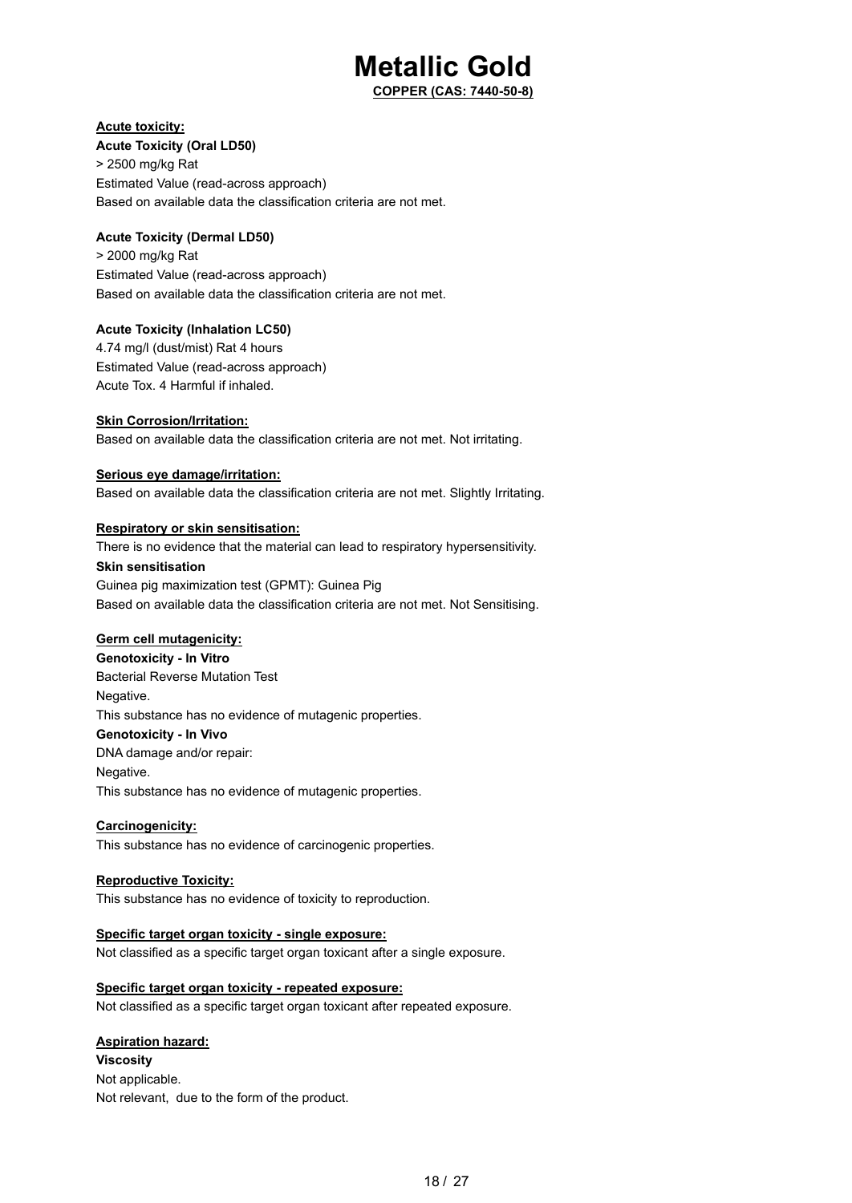# Metallic Gold

**COPPER (CAS: 7440-50-8)**

**Acute toxicity:**

**Acute Toxicity (Oral LD50)**

> 2500 mg/kg Rat
Estimated Value (read-across approach)
Based on available data the classification criteria are not met.

**Acute Toxicity (Dermal LD50)**

> 2000 mg/kg Rat
Estimated Value (read-across approach)
Based on available data the classification criteria are not met.

**Acute Toxicity (Inhalation LC50)**

4.74 mg/l (dust/mist) Rat 4 hours
Estimated Value (read-across approach)
Acute Tox. 4 Harmful if inhaled.

**Skin Corrosion/Irritation:**

Based on available data the classification criteria are not met. Not irritating.

**Serious eye damage/irritation:**

Based on available data the classification criteria are not met. Slightly Irritating.

**Respiratory or skin sensitisation:**

There is no evidence that the material can lead to respiratory hypersensitivity.

**Skin sensitisation**

Guinea pig maximization test (GPMT): Guinea Pig
Based on available data the classification criteria are not met. Not Sensitising.

**Germ cell mutagenicity:**

**Genotoxicity - In Vitro**

Bacterial Reverse Mutation Test
Negative.
This substance has no evidence of mutagenic properties.

**Genotoxicity - In Vivo**

DNA damage and/or repair:
Negative.
This substance has no evidence of mutagenic properties.

**Carcinogenicity:**

This substance has no evidence of carcinogenic properties.

**Reproductive Toxicity:**

This substance has no evidence of toxicity to reproduction.

**Specific target organ toxicity - single exposure:**

Not classified as a specific target organ toxicant after a single exposure.

**Specific target organ toxicity - repeated exposure:**

Not classified as a specific target organ toxicant after repeated exposure.

**Aspiration hazard:**

**Viscosity**

Not applicable.
Not relevant, due to the form of the product.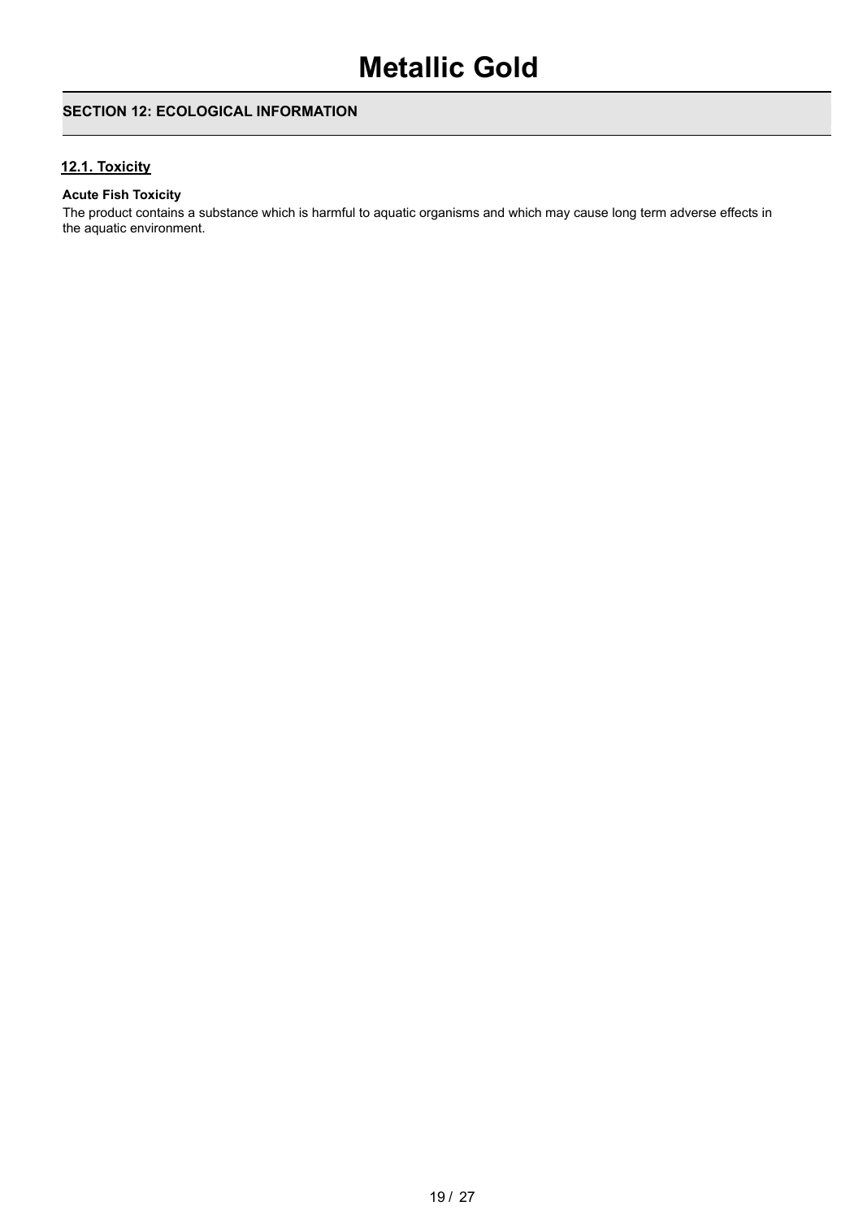# Metallic Gold

## SECTION 12: ECOLOGICAL INFORMATION

### 12.1. Toxicity

**Acute Fish Toxicity**

The product contains a substance which is harmful to aquatic organisms and which may cause long term adverse effects in the aquatic environment.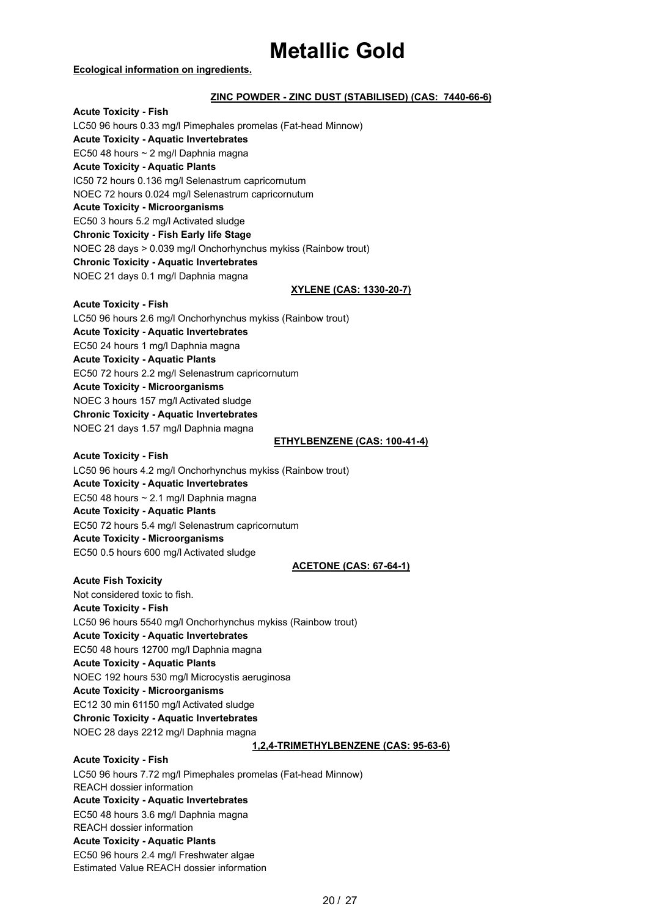# Metallic Gold

**Ecological information on ingredients.**

**ZINC POWDER - ZINC DUST (STABILISED) (CAS: 7440-66-6)**

**Acute Toxicity - Fish**

LC50 96 hours 0.33 mg/l Pimephales promelas (Fat-head Minnow)

**Acute Toxicity - Aquatic Invertebrates**

EC50 48 hours ~ 2 mg/l Daphnia magna

**Acute Toxicity - Aquatic Plants**

IC50 72 hours 0.136 mg/l Selenastrum capricornutum

NOEC 72 hours 0.024 mg/l Selenastrum capricornutum

**Acute Toxicity - Microorganisms**

EC50 3 hours 5.2 mg/l Activated sludge

**Chronic Toxicity - Fish Early life Stage**

NOEC 28 days > 0.039 mg/l Onchorhynchus mykiss (Rainbow trout)

**Chronic Toxicity - Aquatic Invertebrates**

NOEC 21 days 0.1 mg/l Daphnia magna

**XYLENE (CAS: 1330-20-7)**

**Acute Toxicity - Fish**

LC50 96 hours 2.6 mg/l Onchorhynchus mykiss (Rainbow trout)

**Acute Toxicity - Aquatic Invertebrates**

EC50 24 hours 1 mg/l Daphnia magna

**Acute Toxicity - Aquatic Plants**

EC50 72 hours 2.2 mg/l Selenastrum capricornutum

**Acute Toxicity - Microorganisms**

NOEC 3 hours 157 mg/l Activated sludge

**Chronic Toxicity - Aquatic Invertebrates**

NOEC 21 days 1.57 mg/l Daphnia magna

**ETHYLBENZENE (CAS: 100-41-4)**

**Acute Toxicity - Fish**

LC50 96 hours 4.2 mg/l Onchorhynchus mykiss (Rainbow trout)

**Acute Toxicity - Aquatic Invertebrates**

EC50 48 hours ~ 2.1 mg/l Daphnia magna

**Acute Toxicity - Aquatic Plants**

EC50 72 hours 5.4 mg/l Selenastrum capricornutum

**Acute Toxicity - Microorganisms**

EC50 0.5 hours 600 mg/l Activated sludge

**ACETONE (CAS: 67-64-1)**

**Acute Fish Toxicity**

Not considered toxic to fish.

**Acute Toxicity - Fish**

LC50 96 hours 5540 mg/l Onchorhynchus mykiss (Rainbow trout)

**Acute Toxicity - Aquatic Invertebrates**

EC50 48 hours 12700 mg/l Daphnia magna

**Acute Toxicity - Aquatic Plants**

NOEC 192 hours 530 mg/l Microcystis aeruginosa

**Acute Toxicity - Microorganisms**

EC12 30 min 61150 mg/l Activated sludge

**Chronic Toxicity - Aquatic Invertebrates**

NOEC 28 days 2212 mg/l Daphnia magna

**1,2,4-TRIMETHYLBENZENE (CAS: 95-63-6)**

**Acute Toxicity - Fish**

LC50 96 hours 7.72 mg/l Pimephales promelas (Fat-head Minnow)

REACH dossier information

**Acute Toxicity - Aquatic Invertebrates**

EC50 48 hours 3.6 mg/l Daphnia magna

REACH dossier information

**Acute Toxicity - Aquatic Plants**

EC50 96 hours 2.4 mg/l Freshwater algae

Estimated Value REACH dossier information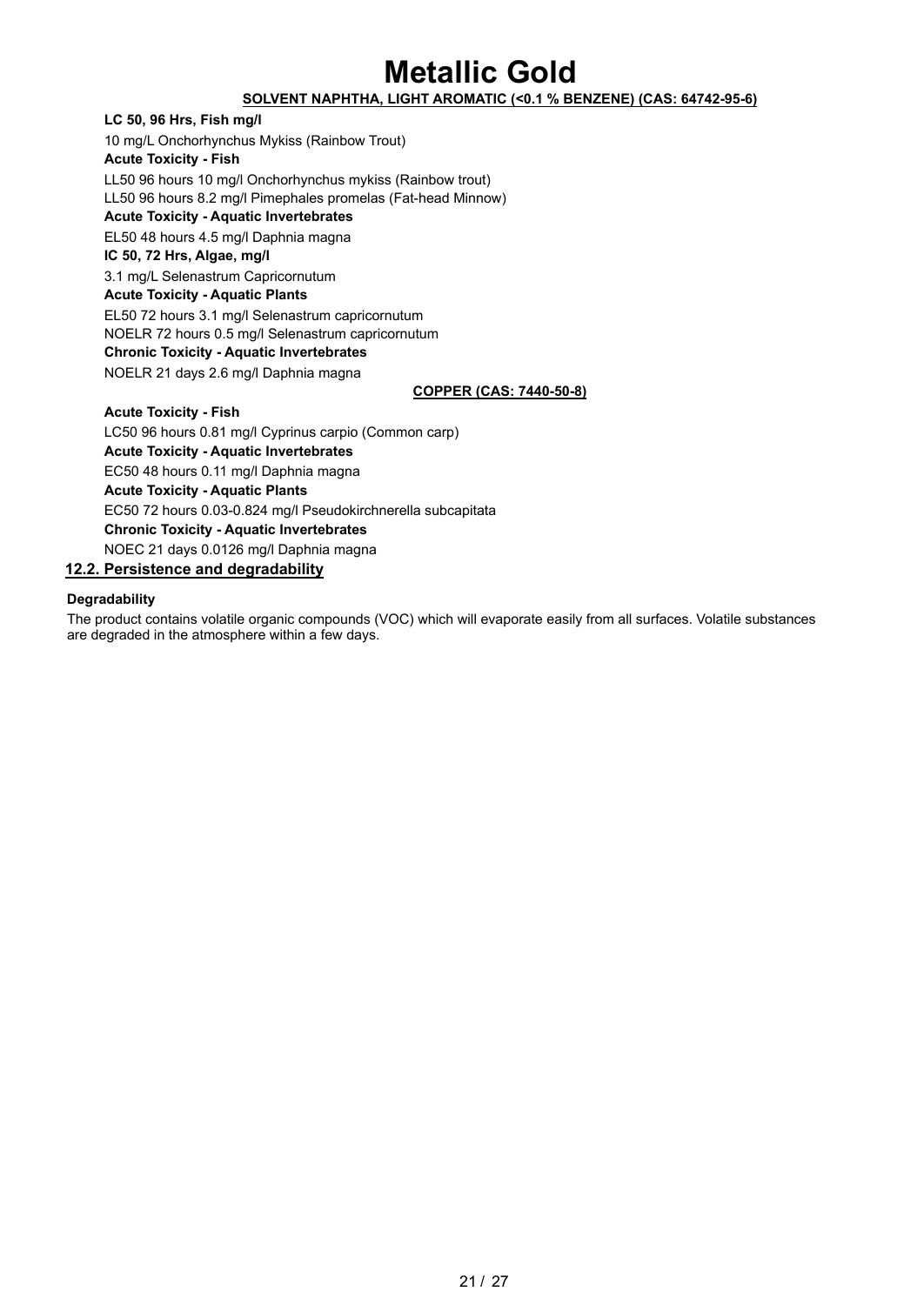# Metallic Gold

**SOLVENT NAPHTHA, LIGHT AROMATIC (<0.1 % BENZENE) (CAS: 64742-95-6)**

**LC 50, 96 Hrs, Fish mg/l**

10 mg/L Onchorhynchus Mykiss (Rainbow Trout)

**Acute Toxicity - Fish**

LL50 96 hours 10 mg/l Onchorhynchus mykiss (Rainbow trout)

LL50 96 hours 8.2 mg/l Pimephales promelas (Fat-head Minnow)

**Acute Toxicity - Aquatic Invertebrates**

EL50 48 hours 4.5 mg/l Daphnia magna

**IC 50, 72 Hrs, Algae, mg/l**

3.1 mg/L Selenastrum Capricornutum

**Acute Toxicity - Aquatic Plants**

EL50 72 hours 3.1 mg/l Selenastrum capricornutum

NOELR 72 hours 0.5 mg/l Selenastrum capricornutum

**Chronic Toxicity - Aquatic Invertebrates**

NOELR 21 days 2.6 mg/l Daphnia magna

**COPPER (CAS: 7440-50-8)**

**Acute Toxicity - Fish**

LC50 96 hours 0.81 mg/l Cyprinus carpio (Common carp)

**Acute Toxicity - Aquatic Invertebrates**

EC50 48 hours 0.11 mg/l Daphnia magna

**Acute Toxicity - Aquatic Plants**

EC50 72 hours 0.03-0.824 mg/l Pseudokirchnerella subcapitata

**Chronic Toxicity - Aquatic Invertebrates**

NOEC 21 days 0.0126 mg/l Daphnia magna

## 12.2. Persistence and degradability

**Degradability**

The product contains volatile organic compounds (VOC) which will evaporate easily from all surfaces. Volatile substances are degraded in the atmosphere within a few days.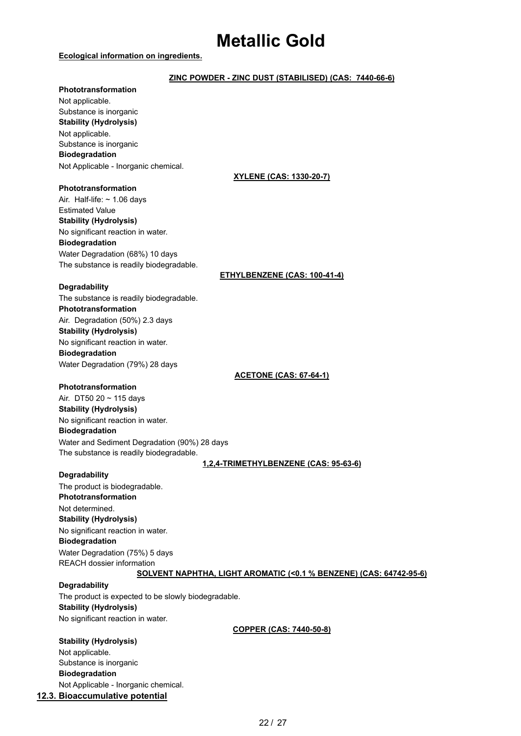# Metallic Gold

**Ecological information on ingredients.**

**ZINC POWDER - ZINC DUST (STABILISED) (CAS: 7440-66-6)**

**Phototransformation**

Not applicable.
Substance is inorganic

**Stability (Hydrolysis)**

Not applicable.
Substance is inorganic

**Biodegradation**

Not Applicable - Inorganic chemical.

**XYLENE (CAS: 1330-20-7)**

**Phototransformation**

Air. Half-life: ~ 1.06 days
Estimated Value

**Stability (Hydrolysis)**

No significant reaction in water.

**Biodegradation**

Water Degradation (68%) 10 days
The substance is readily biodegradable.

**ETHYLBENZENE (CAS: 100-41-4)**

**Degradability**

The substance is readily biodegradable.

**Phototransformation**

Air. Degradation (50%) 2.3 days

**Stability (Hydrolysis)**

No significant reaction in water.

**Biodegradation**

Water Degradation (79%) 28 days

**ACETONE (CAS: 67-64-1)**

**Phototransformation**

Air. DT50 20 ~ 115 days

**Stability (Hydrolysis)**

No significant reaction in water.

**Biodegradation**

Water and Sediment Degradation (90%) 28 days
The substance is readily biodegradable.

**1,2,4-TRIMETHYLBENZENE (CAS: 95-63-6)**

**Degradability**

The product is biodegradable.

**Phototransformation**

Not determined.

**Stability (Hydrolysis)**

No significant reaction in water.

**Biodegradation**

Water Degradation (75%) 5 days
REACH dossier information

**SOLVENT NAPHTHA, LIGHT AROMATIC (<0.1 % BENZENE) (CAS: 64742-95-6)**

**Degradability**

The product is expected to be slowly biodegradable.

**Stability (Hydrolysis)**

No significant reaction in water.

**COPPER (CAS: 7440-50-8)**

**Stability (Hydrolysis)**

Not applicable.
Substance is inorganic

**Biodegradation**

Not Applicable - Inorganic chemical.

## 12.3. Bioaccumulative potential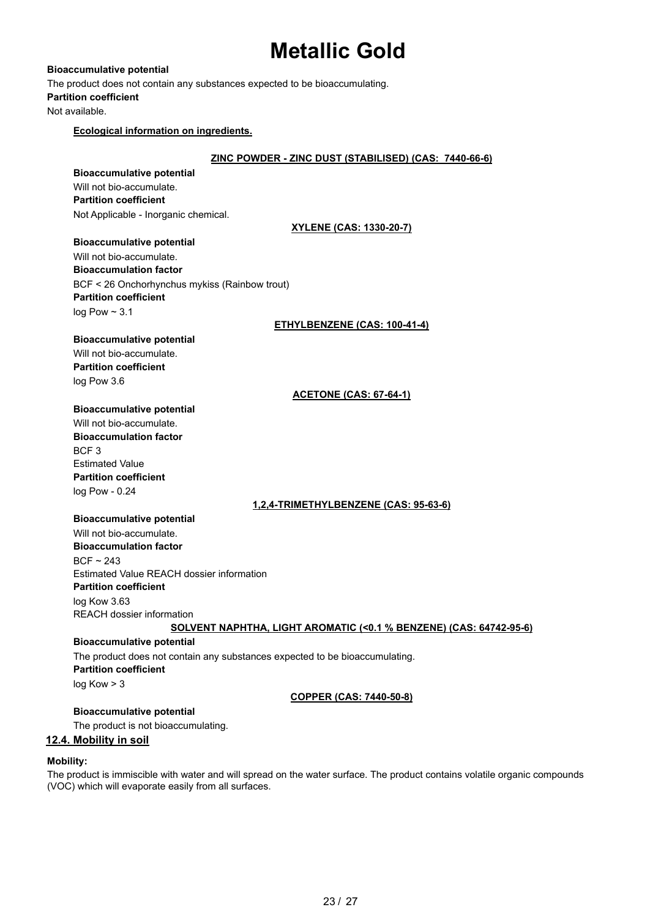# Metallic Gold

**Bioaccumulative potential**

The product does not contain any substances expected to be bioaccumulating.

**Partition coefficient**

Not available.

**Ecological information on ingredients.**

**ZINC POWDER - ZINC DUST (STABILISED) (CAS: 7440-66-6)**

**Bioaccumulative potential**

Will not bio-accumulate.

**Partition coefficient**

Not Applicable - Inorganic chemical.

**XYLENE (CAS: 1330-20-7)**

**Bioaccumulative potential**

Will not bio-accumulate.

**Bioaccumulation factor**

BCF < 26 Onchorhynchus mykiss (Rainbow trout)

**Partition coefficient**

log Pow ~ 3.1

**ETHYLBENZENE (CAS: 100-41-4)**

**Bioaccumulative potential**

Will not bio-accumulate.

**Partition coefficient**

log Pow 3.6

**ACETONE (CAS: 67-64-1)**

**Bioaccumulative potential**

Will not bio-accumulate.

**Bioaccumulation factor**

BCF 3

Estimated Value

**Partition coefficient**

log Pow - 0.24

**1,2,4-TRIMETHYLBENZENE (CAS: 95-63-6)**

**Bioaccumulative potential**

Will not bio-accumulate.

**Bioaccumulation factor**

BCF ~ 243

Estimated Value REACH dossier information

**Partition coefficient**

log Kow 3.63

REACH dossier information

**SOLVENT NAPHTHA, LIGHT AROMATIC (<0.1 % BENZENE) (CAS: 64742-95-6)**

**Bioaccumulative potential**

The product does not contain any substances expected to be bioaccumulating.

**Partition coefficient**

log Kow > 3

**COPPER (CAS: 7440-50-8)**

**Bioaccumulative potential**

The product is not bioaccumulating.

## 12.4. Mobility in soil

**Mobility:**

The product is immiscible with water and will spread on the water surface. The product contains volatile organic compounds (VOC) which will evaporate easily from all surfaces.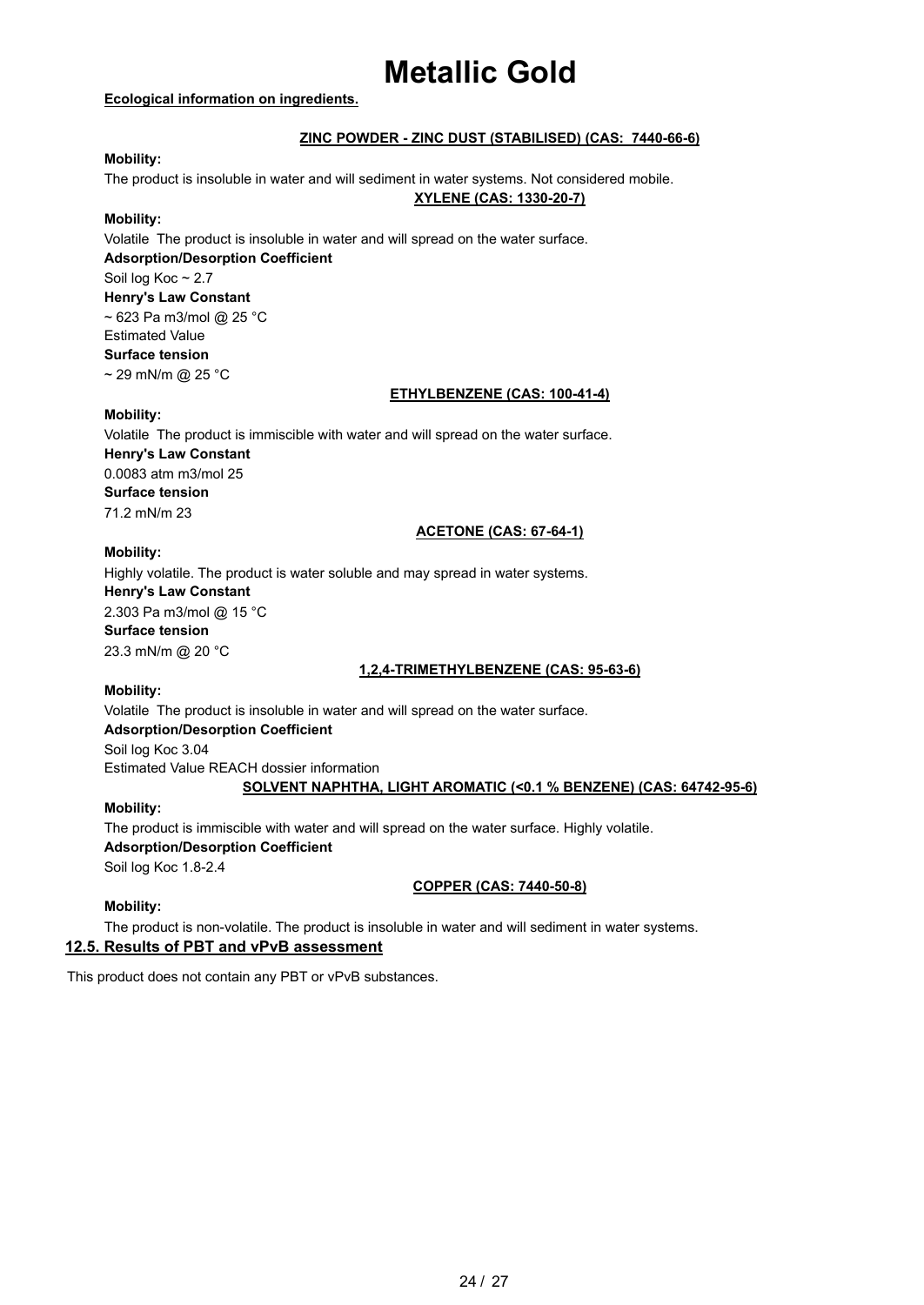# Metallic Gold

**Ecological information on ingredients.**

**ZINC POWDER - ZINC DUST (STABILISED) (CAS: 7440-66-6)**

**Mobility:**

The product is insoluble in water and will sediment in water systems. Not considered mobile.

**XYLENE (CAS: 1330-20-7)**

**Mobility:**

Volatile The product is insoluble in water and will spread on the water surface.

**Adsorption/Desorption Coefficient**

Soil log Koc ~ 2.7

**Henry's Law Constant**

~ 623 Pa m3/mol @ 25 °C

Estimated Value

**Surface tension**

~ 29 mN/m @ 25 °C

**ETHYLBENZENE (CAS: 100-41-4)**

**Mobility:**

Volatile The product is immiscible with water and will spread on the water surface.

**Henry's Law Constant**

0.0083 atm m3/mol 25

**Surface tension**

71.2 mN/m 23

**ACETONE (CAS: 67-64-1)**

**Mobility:**

Highly volatile. The product is water soluble and may spread in water systems.

**Henry's Law Constant**

2.303 Pa m3/mol @ 15 °C

**Surface tension**

23.3 mN/m @ 20 °C

**1,2,4-TRIMETHYLBENZENE (CAS: 95-63-6)**

**Mobility:**

Volatile The product is insoluble in water and will spread on the water surface.

**Adsorption/Desorption Coefficient**

Soil log Koc 3.04

Estimated Value REACH dossier information

**SOLVENT NAPHTHA, LIGHT AROMATIC (<0.1 % BENZENE) (CAS: 64742-95-6)**

**Mobility:**

The product is immiscible with water and will spread on the water surface. Highly volatile.

**Adsorption/Desorption Coefficient**

Soil log Koc 1.8-2.4

**COPPER (CAS: 7440-50-8)**

**Mobility:**

The product is non-volatile. The product is insoluble in water and will sediment in water systems.

## 12.5. Results of PBT and vPvB assessment

This product does not contain any PBT or vPvB substances.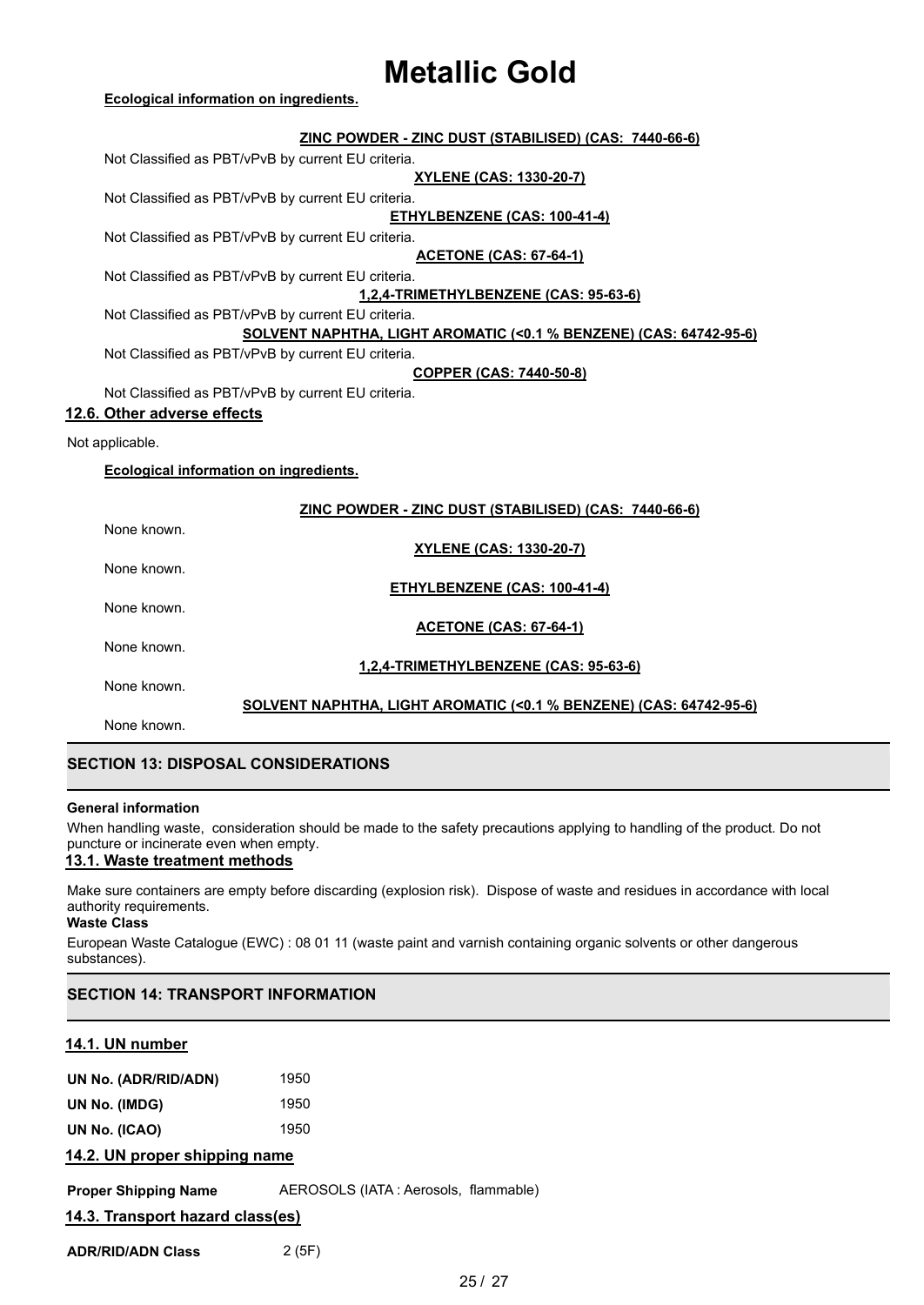**Ecological information on ingredients.**

**ZINC POWDER - ZINC DUST (STABILISED) (CAS: 7440-66-6)**

Not Classified as PBT/vPvB by current EU criteria.

**XYLENE (CAS: 1330-20-7)**

Not Classified as PBT/vPvB by current EU criteria.

**ETHYLBENZENE (CAS: 100-41-4)**

Not Classified as PBT/vPvB by current EU criteria.

**ACETONE (CAS: 67-64-1)**

Not Classified as PBT/vPvB by current EU criteria.

**1,2,4-TRIMETHYLBENZENE (CAS: 95-63-6)**

Not Classified as PBT/vPvB by current EU criteria.

**SOLVENT NAPHTHA, LIGHT AROMATIC (<0.1 % BENZENE) (CAS: 64742-95-6)**

Not Classified as PBT/vPvB by current EU criteria.

**COPPER (CAS: 7440-50-8)**

Not Classified as PBT/vPvB by current EU criteria.

### 12.6. Other adverse effects

Not applicable.

**Ecological information on ingredients.**

**ZINC POWDER - ZINC DUST (STABILISED) (CAS: 7440-66-6)**

None known.

**XYLENE (CAS: 1330-20-7)**

None known.

**ETHYLBENZENE (CAS: 100-41-4)**

None known.

**ACETONE (CAS: 67-64-1)**

None known.

**1,2,4-TRIMETHYLBENZENE (CAS: 95-63-6)**

None known.

**SOLVENT NAPHTHA, LIGHT AROMATIC (<0.1 % BENZENE) (CAS: 64742-95-6)**

None known.

## SECTION 13: DISPOSAL CONSIDERATIONS

**General information**

When handling waste, consideration should be made to the safety precautions applying to handling of the product. Do not puncture or incinerate even when empty.

### 13.1. Waste treatment methods

Make sure containers are empty before discarding (explosion risk). Dispose of waste and residues in accordance with local authority requirements.

**Waste Class**

European Waste Catalogue (EWC) : 08 01 11 (waste paint and varnish containing organic solvents or other dangerous substances).

## SECTION 14: TRANSPORT INFORMATION

### 14.1. UN number

| | |
|---|---|
| **UN No. (ADR/RID/ADN)** | 1950 |
| **UN No. (IMDG)** | 1950 |
| **UN No. (ICAO)** | 1950 |

### 14.2. UN proper shipping name

**Proper Shipping Name** AEROSOLS (IATA : Aerosols, flammable)

### 14.3. Transport hazard class(es)

**ADR/RID/ADN Class** 2 (5F)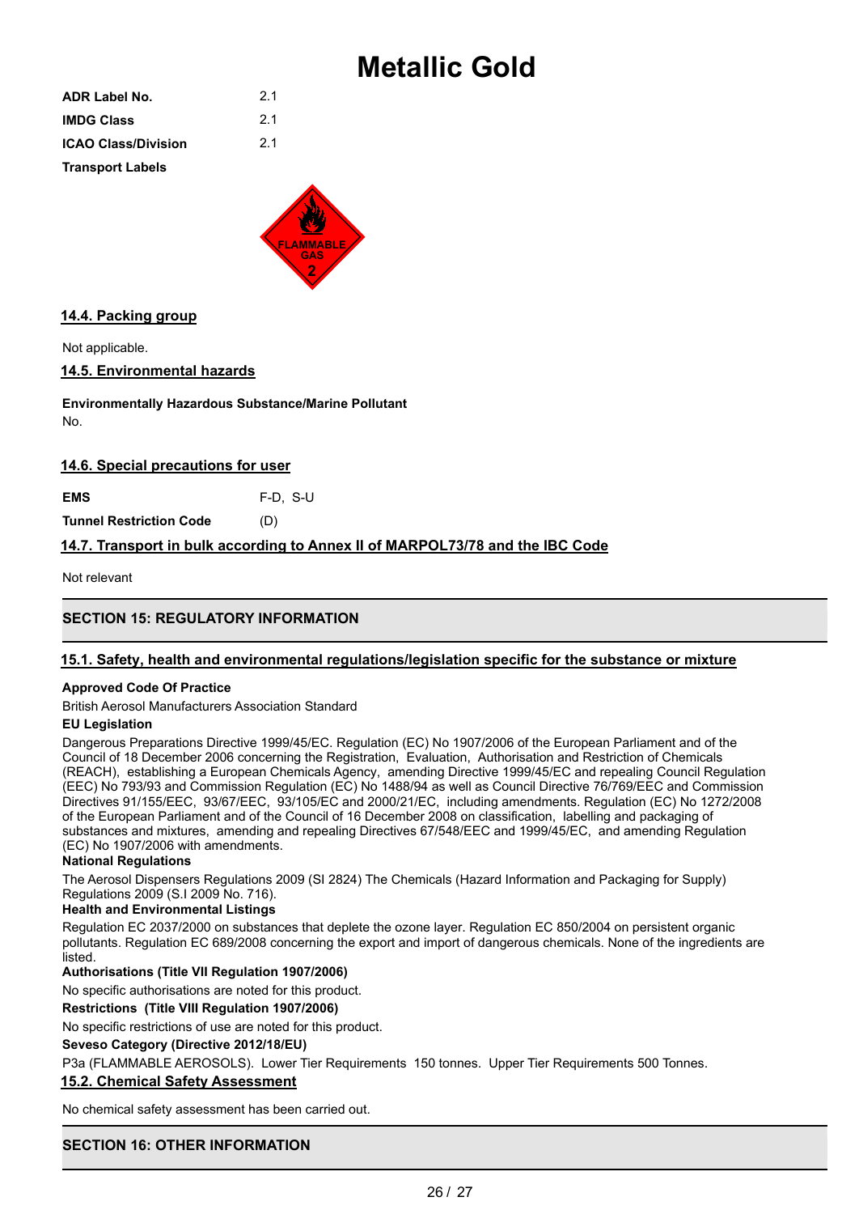# Metallic Gold

| | |
|---|---|
| **ADR Label No.** | 2.1 |
| **IMDG Class** | 2.1 |
| **ICAO Class/Division** | 2.1 |

**Transport Labels**

## 14.4. Packing group

Not applicable.

## 14.5. Environmental hazards

**Environmentally Hazardous Substance/Marine Pollutant**

No.

## 14.6. Special precautions for user

| | |
|---|---|
| **EMS** | F-D, S-U |
| **Tunnel Restriction Code** | (D) |

## 14.7. Transport in bulk according to Annex II of MARPOL73/78 and the IBC Code

Not relevant

# SECTION 15: REGULATORY INFORMATION

## 15.1. Safety, health and environmental regulations/legislation specific for the substance or mixture

**Approved Code Of Practice**

British Aerosol Manufacturers Association Standard

**EU Legislation**

Dangerous Preparations Directive 1999/45/EC. Regulation (EC) No 1907/2006 of the European Parliament and of the Council of 18 December 2006 concerning the Registration, Evaluation, Authorisation and Restriction of Chemicals (REACH), establishing a European Chemicals Agency, amending Directive 1999/45/EC and repealing Council Regulation (EEC) No 793/93 and Commission Regulation (EC) No 1488/94 as well as Council Directive 76/769/EEC and Commission Directives 91/155/EEC, 93/67/EEC, 93/105/EC and 2000/21/EC, including amendments. Regulation (EC) No 1272/2008 of the European Parliament and of the Council of 16 December 2008 on classification, labelling and packaging of substances and mixtures, amending and repealing Directives 67/548/EEC and 1999/45/EC, and amending Regulation (EC) No 1907/2006 with amendments.

**National Regulations**

The Aerosol Dispensers Regulations 2009 (SI 2824) The Chemicals (Hazard Information and Packaging for Supply) Regulations 2009 (S.I 2009 No. 716).

**Health and Environmental Listings**

Regulation EC 2037/2000 on substances that deplete the ozone layer. Regulation EC 850/2004 on persistent organic pollutants. Regulation EC 689/2008 concerning the export and import of dangerous chemicals. None of the ingredients are listed.

**Authorisations (Title VII Regulation 1907/2006)**

No specific authorisations are noted for this product.

**Restrictions (Title VIII Regulation 1907/2006)**

No specific restrictions of use are noted for this product.

**Seveso Category (Directive 2012/18/EU)**

P3a (FLAMMABLE AEROSOLS). Lower Tier Requirements 150 tonnes. Upper Tier Requirements 500 Tonnes.

## 15.2. Chemical Safety Assessment

No chemical safety assessment has been carried out.

# SECTION 16: OTHER INFORMATION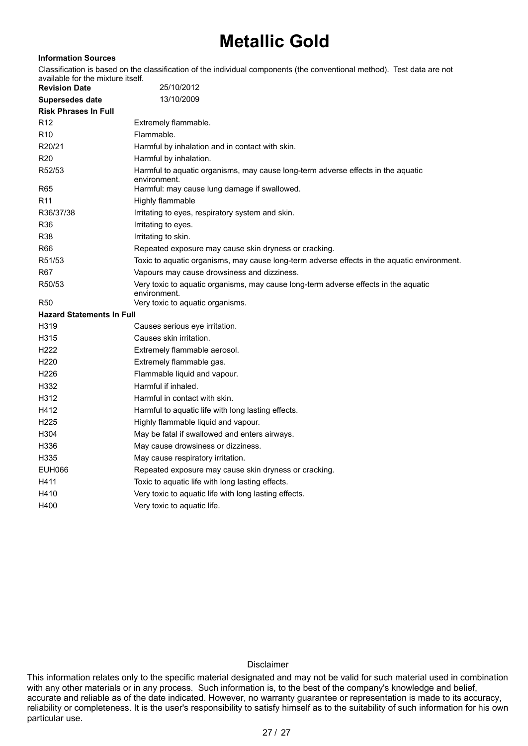# Metallic Gold

**Information Sources**

Classification is based on the classification of the individual components (the conventional method). Test data are not available for the mixture itself.

**Revision Date** 25/10/2012

**Supersedes date** 13/10/2009

**Risk Phrases In Full**

| | |
|---|---|
| R12 | Extremely flammable. |
| R10 | Flammable. |
| R20/21 | Harmful by inhalation and in contact with skin. |
| R20 | Harmful by inhalation. |
| R52/53 | Harmful to aquatic organisms, may cause long-term adverse effects in the aquatic environment. |
| R65 | Harmful: may cause lung damage if swallowed. |
| R11 | Highly flammable |
| R36/37/38 | Irritating to eyes, respiratory system and skin. |
| R36 | Irritating to eyes. |
| R38 | Irritating to skin. |
| R66 | Repeated exposure may cause skin dryness or cracking. |
| R51/53 | Toxic to aquatic organisms, may cause long-term adverse effects in the aquatic environment. |
| R67 | Vapours may cause drowsiness and dizziness. |
| R50/53 | Very toxic to aquatic organisms, may cause long-term adverse effects in the aquatic environment. |
| R50 | Very toxic to aquatic organisms. |

**Hazard Statements In Full**

| | |
|---|---|
| H319 | Causes serious eye irritation. |
| H315 | Causes skin irritation. |
| H222 | Extremely flammable aerosol. |
| H220 | Extremely flammable gas. |
| H226 | Flammable liquid and vapour. |
| H332 | Harmful if inhaled. |
| H312 | Harmful in contact with skin. |
| H412 | Harmful to aquatic life with long lasting effects. |
| H225 | Highly flammable liquid and vapour. |
| H304 | May be fatal if swallowed and enters airways. |
| H336 | May cause drowsiness or dizziness. |
| H335 | May cause respiratory irritation. |
| EUH066 | Repeated exposure may cause skin dryness or cracking. |
| H411 | Toxic to aquatic life with long lasting effects. |
| H410 | Very toxic to aquatic life with long lasting effects. |
| H400 | Very toxic to aquatic life. |

Disclaimer

This information relates only to the specific material designated and may not be valid for such material used in combination with any other materials or in any process. Such information is, to the best of the company's knowledge and belief, accurate and reliable as of the date indicated. However, no warranty guarantee or representation is made to its accuracy, reliability or completeness. It is the user's responsibility to satisfy himself as to the suitability of such information for his own particular use.